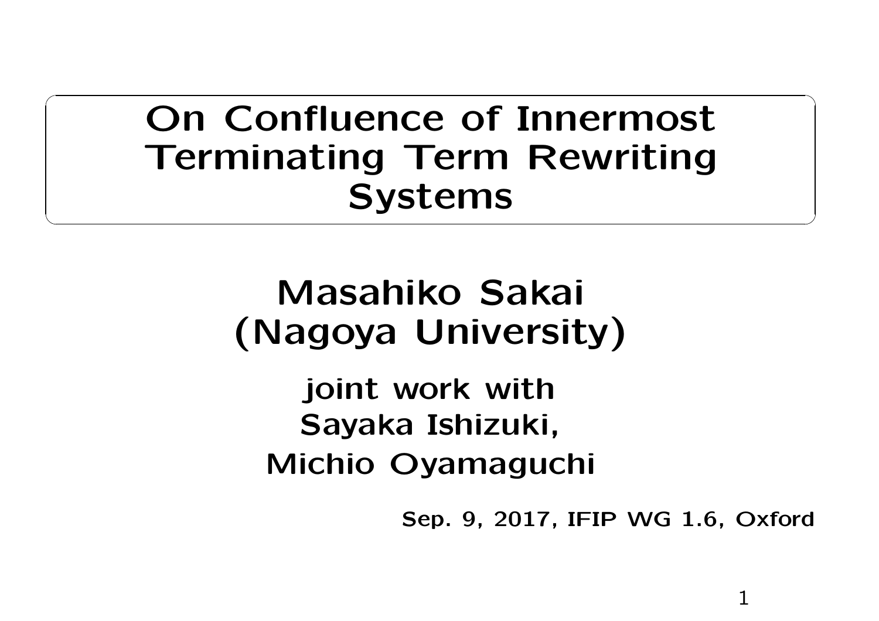# On Confluence of Innermost Terminating Term Rewriting Systems

## Masahiko Sakai (Nagoya University)

joint work with
Sayaka Ishizuki,
Michio Oyamaguchi

Sep. 9, 2017, IFIP WG 1.6, Oxford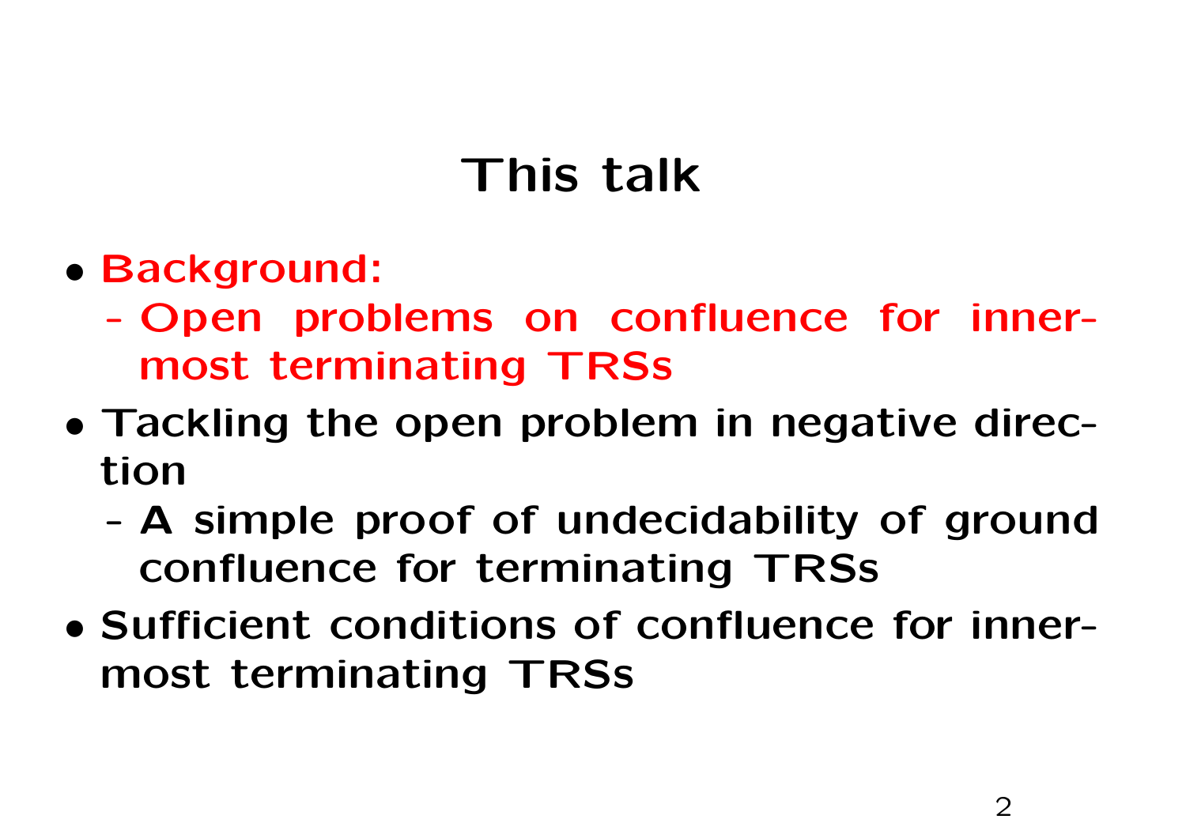# This talk

- Background:
  - Open problems on confluence for innermost terminating TRSs
- Tackling the open problem in negative direction
  - A simple proof of undecidability of ground confluence for terminating TRSs
- Sufficient conditions of confluence for innermost terminating TRSs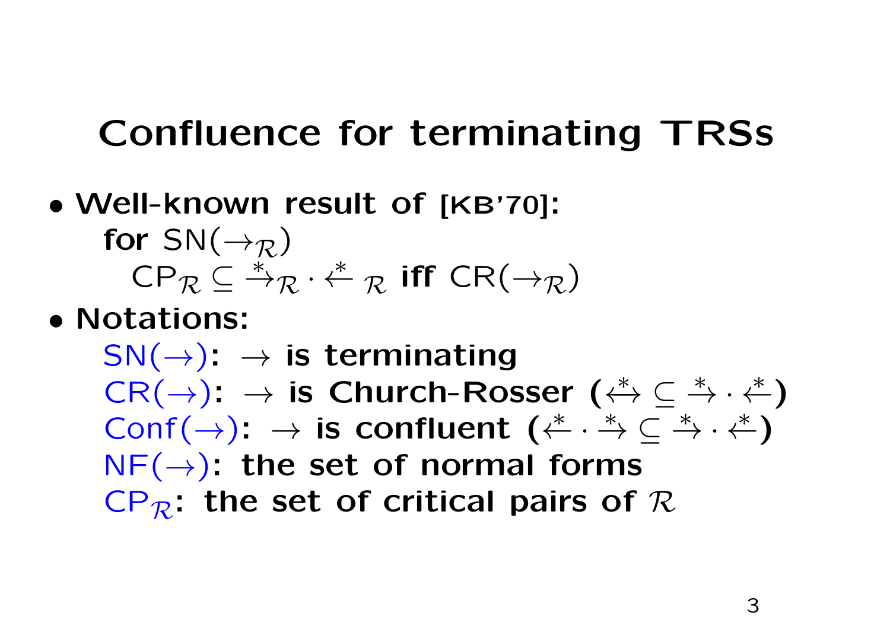# Confluence for terminating TRSs

- **Well-known result of [KB'70]:**
  **for** $\mathsf{SN}(\rightarrow_{\mathcal{R}})$
  $\mathsf{CP}_{\mathcal{R}} \subseteq \xrightarrow{*}_{\mathcal{R}} \cdot \xleftarrow{*}_{\mathcal{R}}$ **iff** $\mathsf{CR}(\rightarrow_{\mathcal{R}})$
- **Notations:**
  $\mathsf{SN}(\rightarrow)$: $\rightarrow$ **is terminating**
  $\mathsf{CR}(\rightarrow)$: $\rightarrow$ **is Church-Rosser** ($\xleftrightarrow{*} \subseteq \xrightarrow{*} \cdot \xleftarrow{*}$)
  $\mathsf{Conf}(\rightarrow)$: $\rightarrow$ **is confluent** ($\xleftarrow{*} \cdot \xrightarrow{*} \subseteq \xrightarrow{*} \cdot \xleftarrow{*}$)
  $\mathsf{NF}(\rightarrow)$: **the set of normal forms**
  $\mathsf{CP}_{\mathcal{R}}$: **the set of critical pairs of** $\mathcal{R}$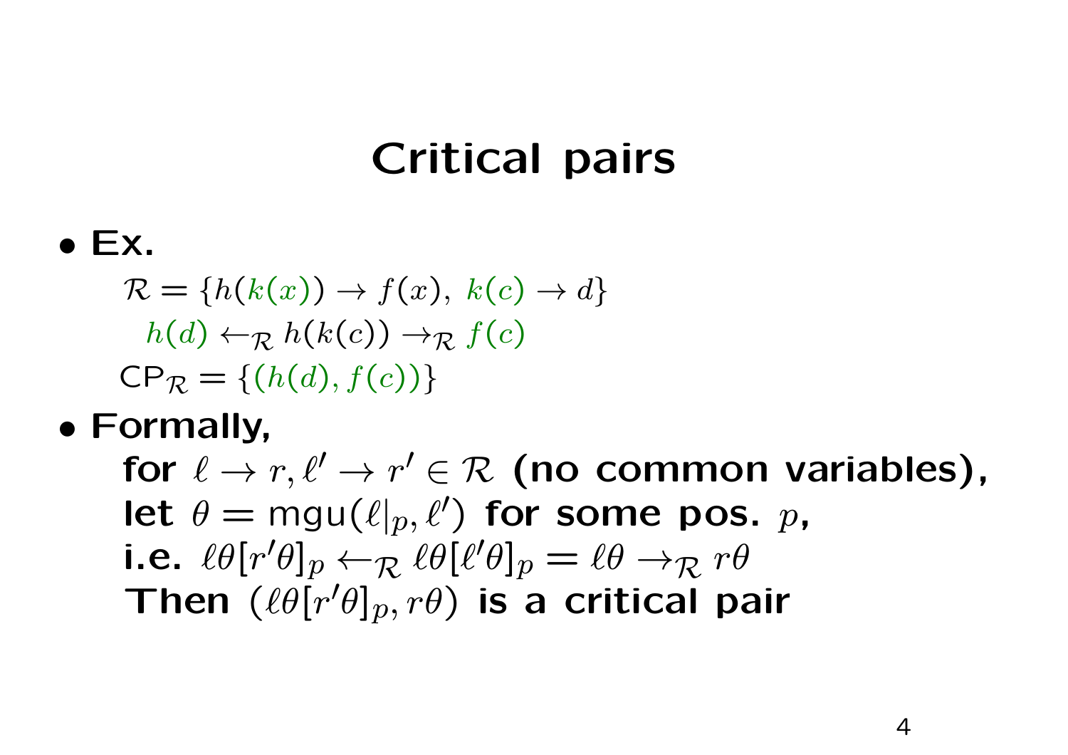# Critical pairs

- **Ex.**

  $\mathcal{R} = \{h(k(x)) \to f(x),\ k(c) \to d\}$

  $h(d) \leftarrow_{\mathcal{R}} h(k(c)) \to_{\mathcal{R}} f(c)$

  $\mathsf{CP}_{\mathcal{R}} = \{(h(d), f(c))\}$

- **Formally,**

  **for** $\ell \to r, \ell' \to r' \in \mathcal{R}$ **(no common variables),**

  **let** $\theta = \mathsf{mgu}(\ell|_p, \ell')$ **for some pos.** $p$**,**

  **i.e.** $\ell\theta[r'\theta]_p \leftarrow_{\mathcal{R}} \ell\theta[\ell'\theta]_p = \ell\theta \to_{\mathcal{R}} r\theta$

  **Then** $(\ell\theta[r'\theta]_p, r\theta)$ **is a critical pair**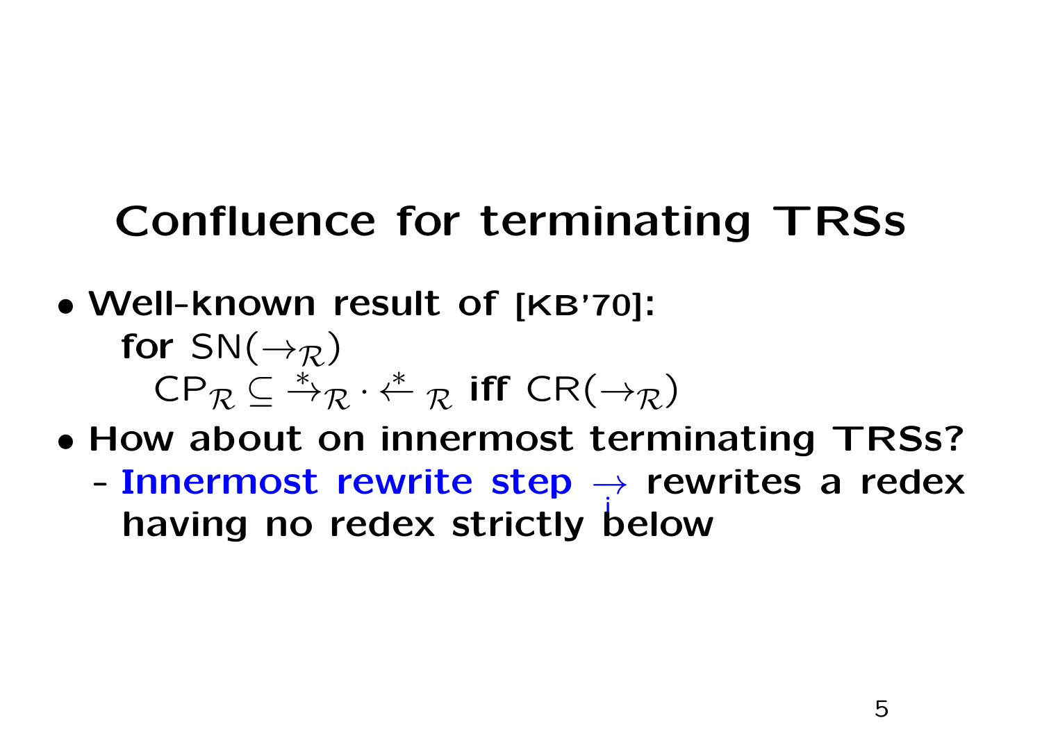# Confluence for terminating TRSs

- **Well-known result of [KB'70]:**
  **for** $\mathsf{SN}(\rightarrow_{\mathcal{R}})$
  $\mathsf{CP}_{\mathcal{R}} \subseteq \stackrel{*}{\rightarrow}_{\mathcal{R}} \cdot \stackrel{*}{\leftarrow}_{\mathcal{R}}$ **iff** $\mathsf{CR}(\rightarrow_{\mathcal{R}})$
- **How about on innermost terminating TRSs?**
  - **Innermost rewrite step** $\underset{i}{\rightarrow}$ **rewrites a redex having no redex strictly below**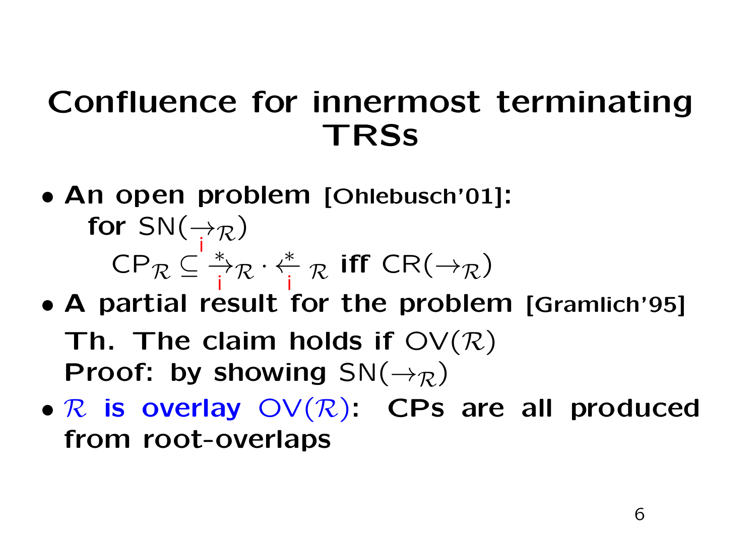# Confluence for innermost terminating TRSs

- **An open problem [Ohlebusch'01]:**
  **for** $\mathsf{SN}(\underset{\mathsf{i}}{\rightarrow}_{\mathcal{R}})$

  $$\mathsf{CP}_{\mathcal{R}} \subseteq \underset{\mathsf{i}}{\overset{*}{\rightarrow}}_{\mathcal{R}} \cdot \underset{\mathsf{i}}{\overset{*}{\leftarrow}}_{\mathcal{R}} \textbf{ iff } \mathsf{CR}(\rightarrow_{\mathcal{R}})$$

- **A partial result for the problem [Gramlich'95]**

  **Th. The claim holds if** $\mathsf{OV}(\mathcal{R})$

  **Proof: by showing** $\mathsf{SN}(\rightarrow_{\mathcal{R}})$

- $\mathcal{R}$ **is overlay** $\mathsf{OV}(\mathcal{R})$**: CPs are all produced from root-overlaps**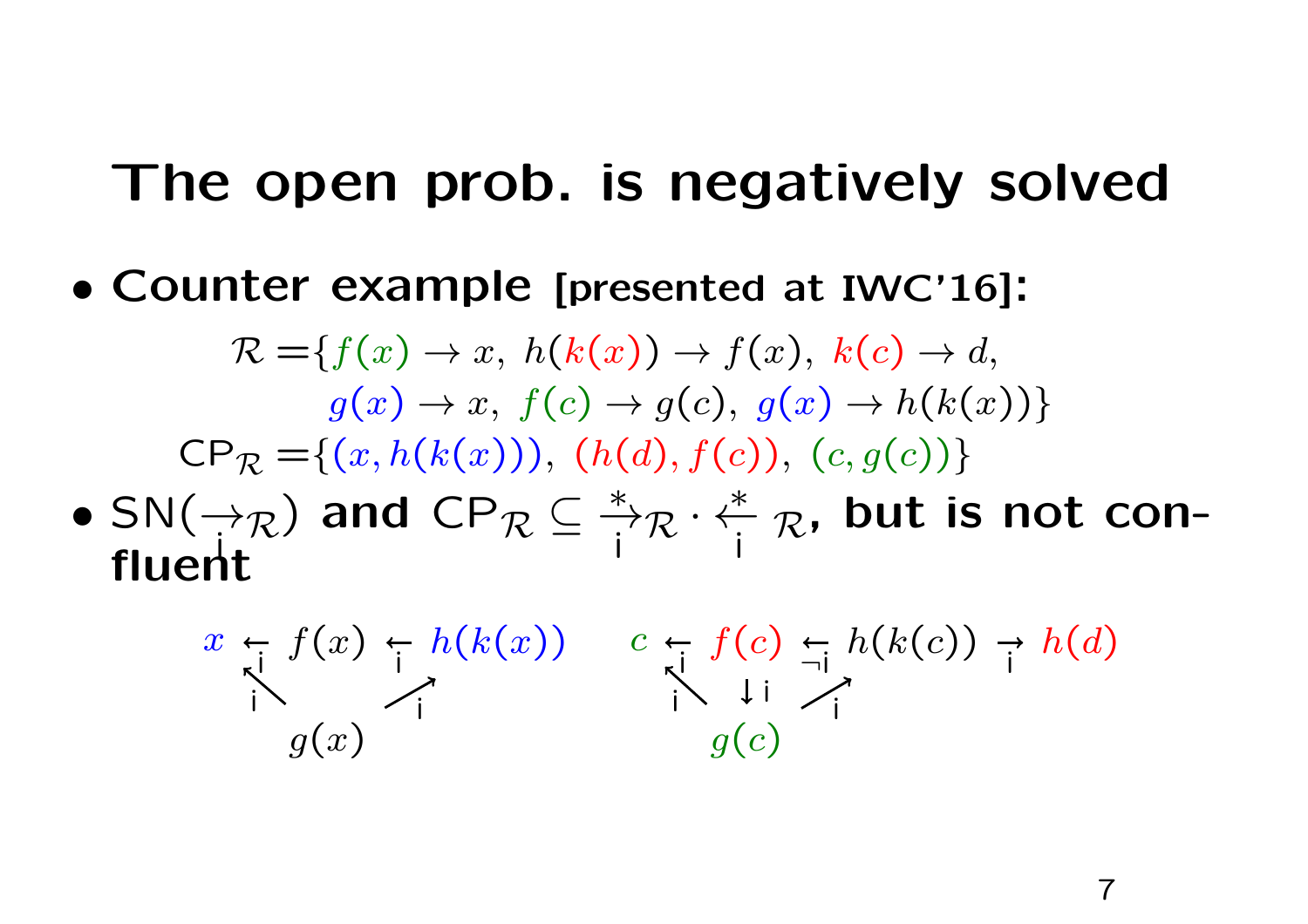# The open prob. is negatively solved

- **Counter example [presented at IWC'16]:**

$$\mathcal{R} = \{f(x) \to x,\ h(k(x)) \to f(x),\ k(c) \to d,$$
$$g(x) \to x,\ f(c) \to g(c),\ g(x) \to h(k(x))\}$$
$$\mathsf{CP}_{\mathcal{R}} = \{(x, h(k(x))),\ (h(d), f(c)),\ (c, g(c))\}$$

- $\mathsf{SN}(\underset{\mathsf{i}}{\to}_{\mathcal{R}})$ **and** $\mathsf{CP}_{\mathcal{R}} \subseteq \underset{\mathsf{i}}{\overset{*}{\to}}_{\mathcal{R}} \cdot \underset{\mathsf{i}}{\overset{*}{\leftarrow}}_{\mathcal{R}}$**, but is not confluent**

$$x \underset{\mathsf{i}}{\leftarrow} f(x) \underset{\mathsf{i}}{\leftarrow} h(k(x)) \qquad g(x) \underset{\mathsf{i}}{\to} x, \quad g(x) \underset{\mathsf{i}}{\to} h(k(x))$$

$$c \underset{\mathsf{i}}{\leftarrow} f(c) \underset{\neg\mathsf{i}}{\leftarrow} h(k(c)) \underset{\mathsf{i}}{\to} h(d) \qquad f(c) \underset{\mathsf{i}}{\to} g(c), \quad g(c) \underset{\mathsf{i}}{\to} c, \quad g(c) \underset{\mathsf{i}}{\to} h(k(c))$$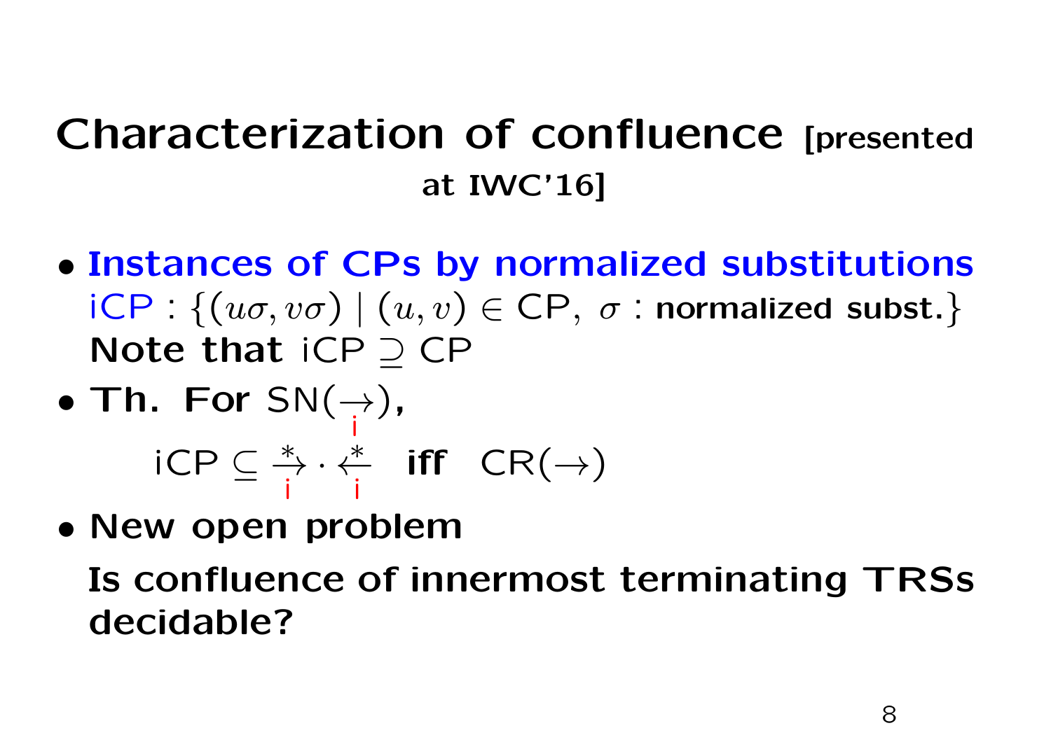# Characterization of confluence [presented at IWC'16]

- **Instances of CPs by normalized substitutions**
  iCP : $\{(u\sigma, v\sigma) \mid (u,v) \in \mathsf{CP},\ \sigma : \textbf{normalized subst.}\}$
  **Note that** $\mathsf{iCP} \supseteq \mathsf{CP}$
- **Th. For** $\mathsf{SN}(\underset{\mathsf{i}}{\to})$,

$$\mathsf{iCP} \subseteq \overset{*}{\underset{\mathsf{i}}{\to}} \cdot \overset{*}{\underset{\mathsf{i}}{\leftarrow}} \quad \textbf{iff} \quad \mathsf{CR}(\to)$$

- **New open problem**

  **Is confluence of innermost terminating TRSs decidable?**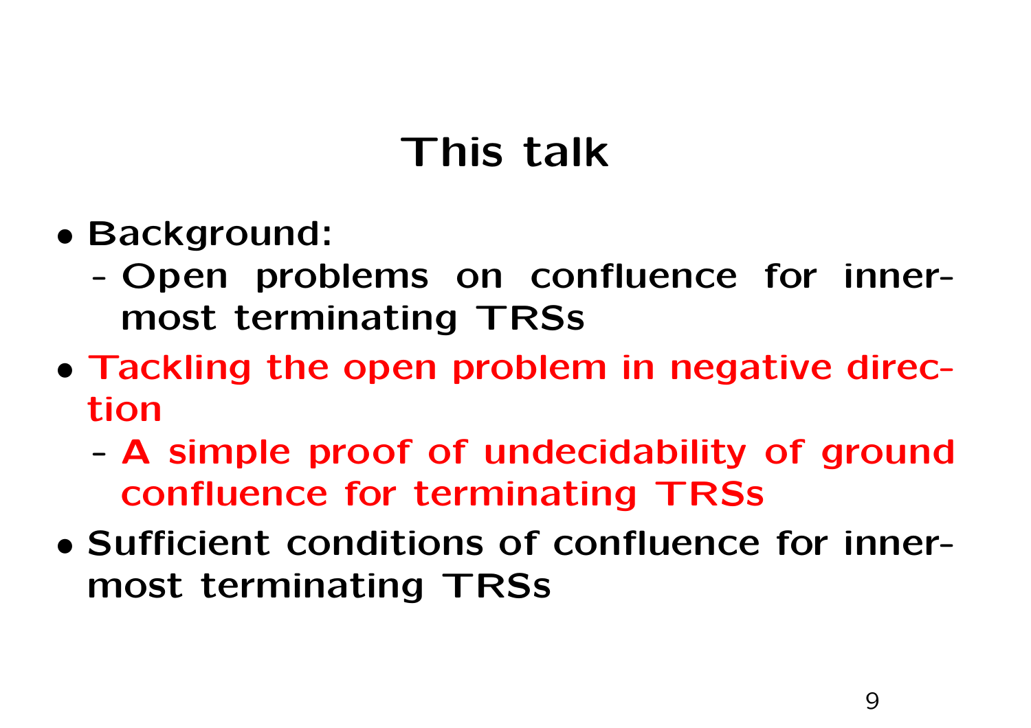# This talk

- Background:
  - Open problems on confluence for innermost terminating TRSs
- Tackling the open problem in negative direction
  - A simple proof of undecidability of ground confluence for terminating TRSs
- Sufficient conditions of confluence for innermost terminating TRSs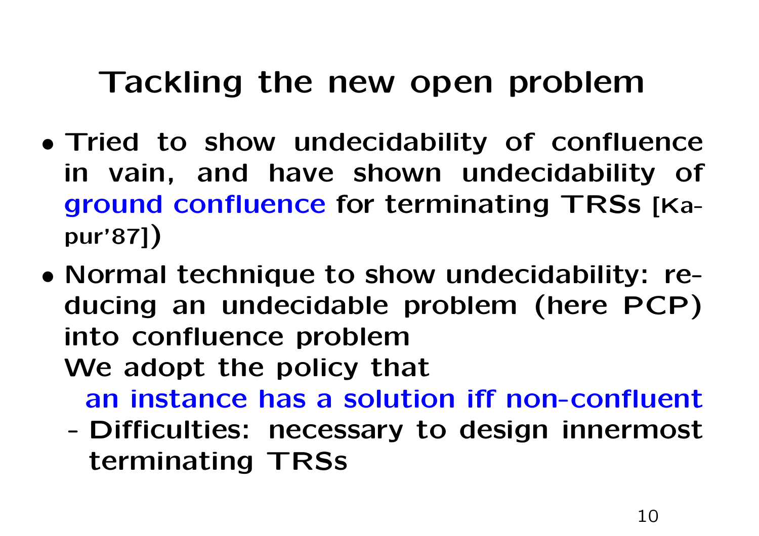# Tackling the new open problem

- Tried to show undecidability of confluence in vain, and have shown undecidability of ground confluence for terminating TRSs [Kapur'87])
- Normal technique to show undecidability: reducing an undecidable problem (here PCP) into confluence problem
  We adopt the policy that
  an instance has a solution iff non-confluent
  - Difficulties: necessary to design innermost terminating TRSs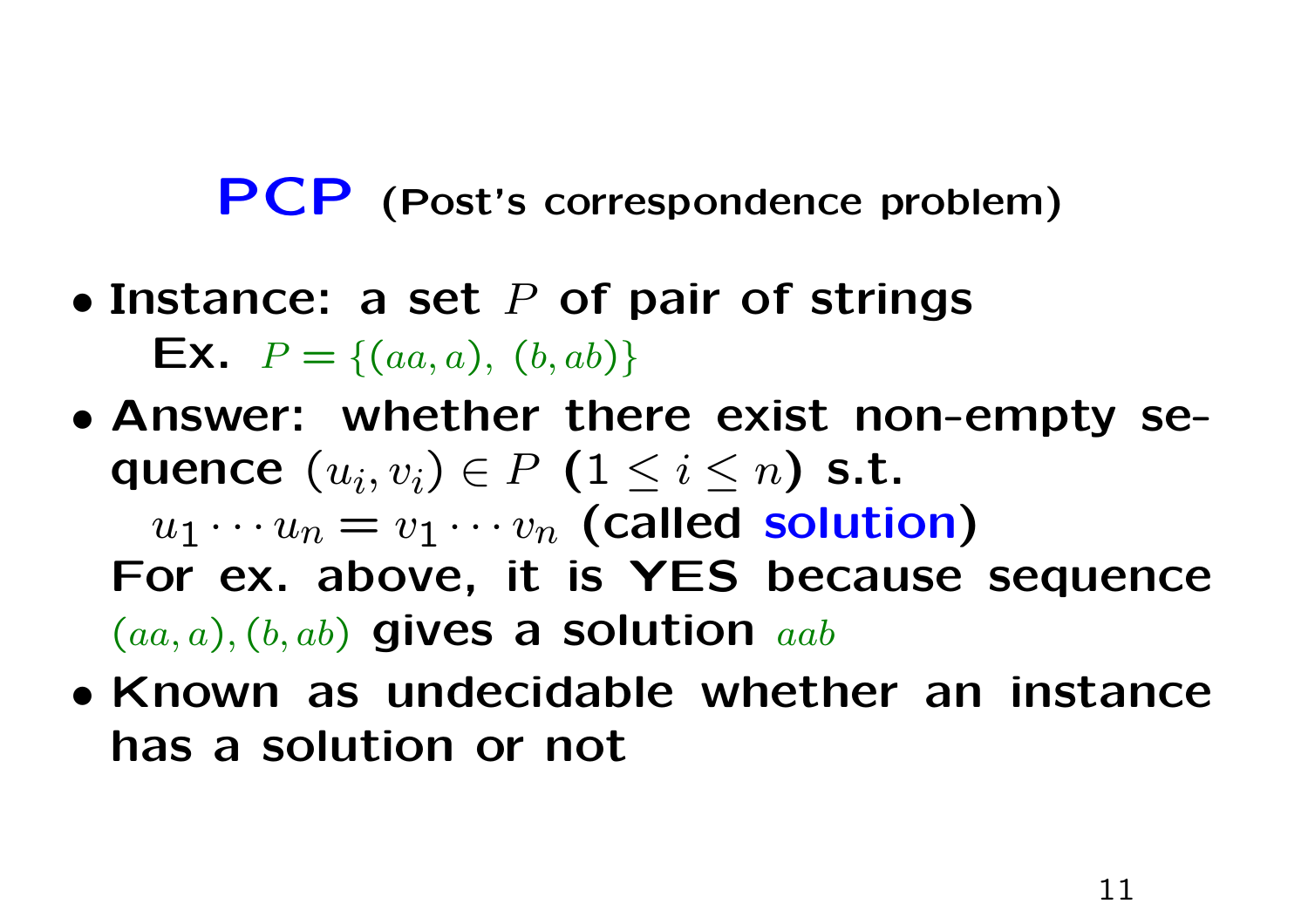## **PCP** (Post's correspondence problem)

- **Instance: a set $P$ of pair of strings**
  **Ex.** $P = \{(aa, a),\ (b, ab)\}$
- **Answer: whether there exist non-empty sequence $(u_i, v_i) \in P$ ($1 \leq i \leq n$) s.t.**
  $u_1 \cdots u_n = v_1 \cdots v_n$ **(called solution)**
  **For ex. above, it is YES because sequence** $(aa, a), (b, ab)$ **gives a solution** $aab$
- **Known as undecidable whether an instance has a solution or not**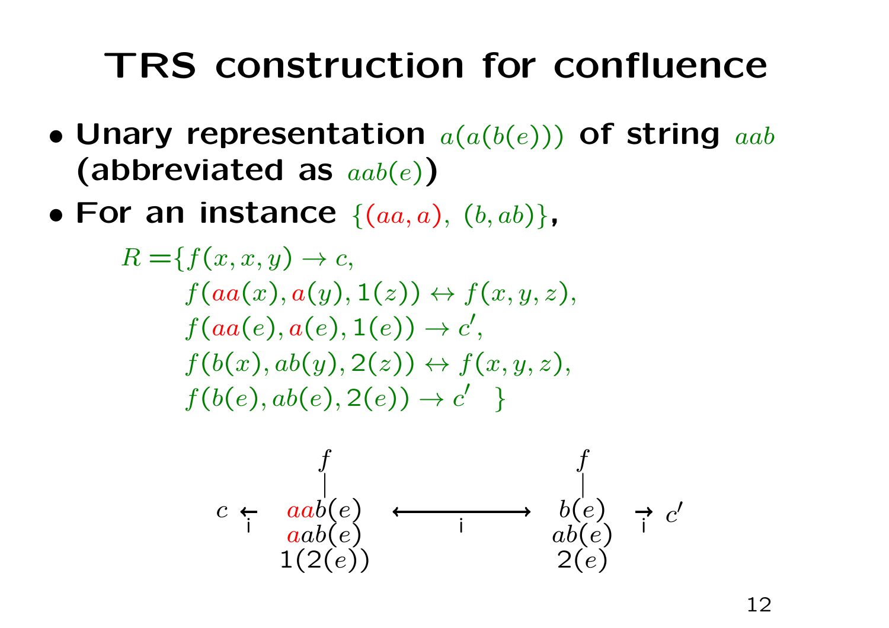# TRS construction for confluence

- **Unary representation** $a(a(b(e)))$ **of string** $aab$ **(abbreviated as** $aab(e)$**)**
- **For an instance** $\{(aa, a),\ (b, ab)\}$**,**

$$
\begin{aligned}
R = \{ & f(x, x, y) \to c, \\
& f(aa(x), a(y), 1(z)) \leftrightarrow f(x, y, z), \\
& f(aa(e), a(e), 1(e)) \to c', \\
& f(b(x), ab(y), 2(z)) \leftrightarrow f(x, y, z), \\
& f(b(e), ab(e), 2(e)) \to c' \quad \}
\end{aligned}
$$

$$
c \;\underset{\mathsf{i}}{\leftarrow}\; f\big(aab(e),\ aab(e),\ 1(2(e))\big) \;\underset{\mathsf{i}}{\longleftrightarrow}\; f\big(b(e),\ ab(e),\ 2(e)\big) \;\underset{\mathsf{i}}{\to}\; c'
$$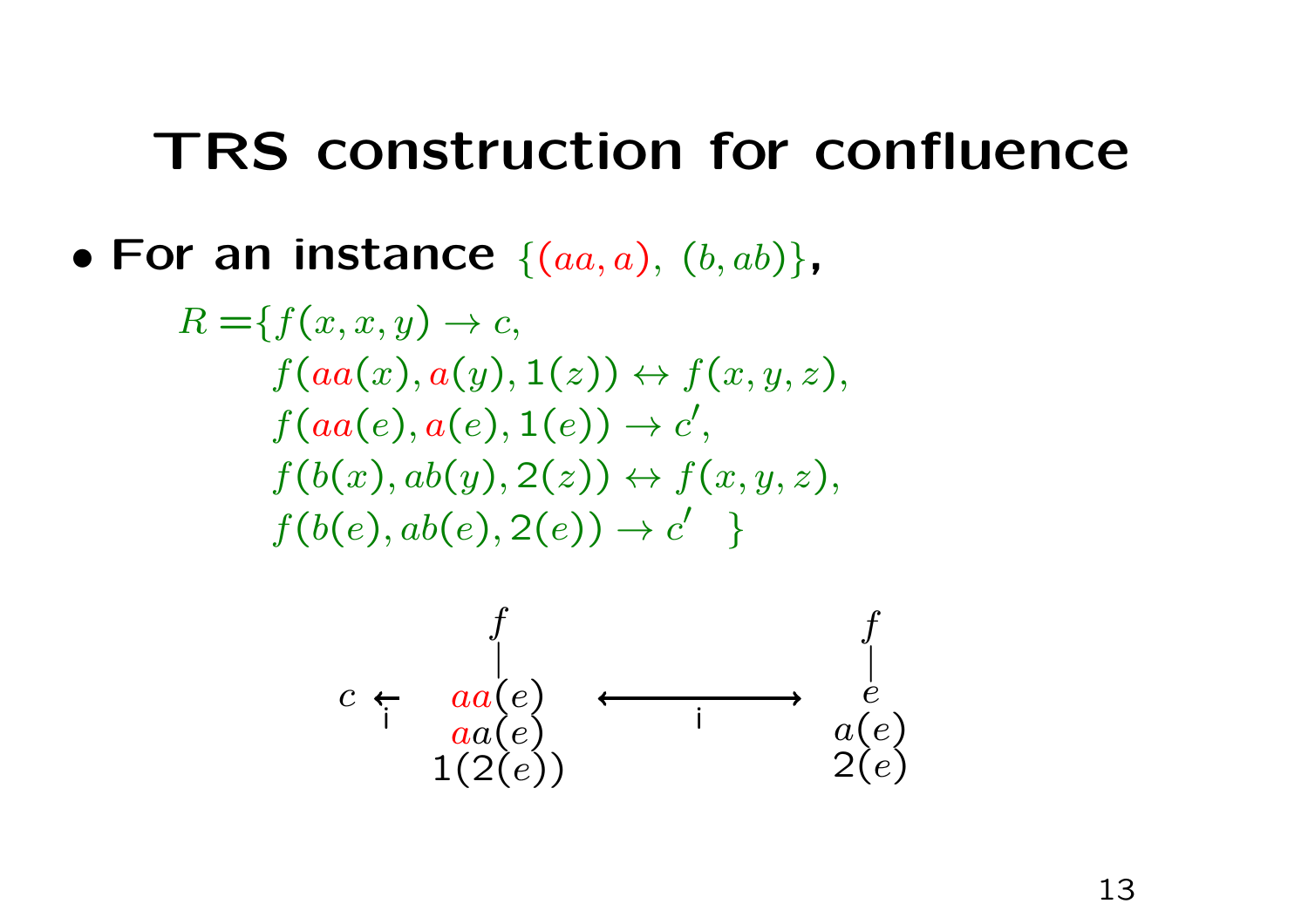# TRS construction for confluence

- **For an instance** $\{(aa, a),\ (b, ab)\}$,

$$
\begin{aligned}
R = \{ & f(x, x, y) \to c, \\
& f(aa(x), a(y), 1(z)) \leftrightarrow f(x, y, z), \\
& f(aa(e), a(e), 1(e)) \to c', \\
& f(b(x), ab(y), 2(z)) \leftrightarrow f(x, y, z), \\
& f(b(e), ab(e), 2(e)) \to c' \quad \}
\end{aligned}
$$

$$
c \xleftarrow{\;\;} f(aa(e), aa(e), 1(2(e))) \xleftrightarrow{\qquad\quad} f(e, a(e), 2(e))
$$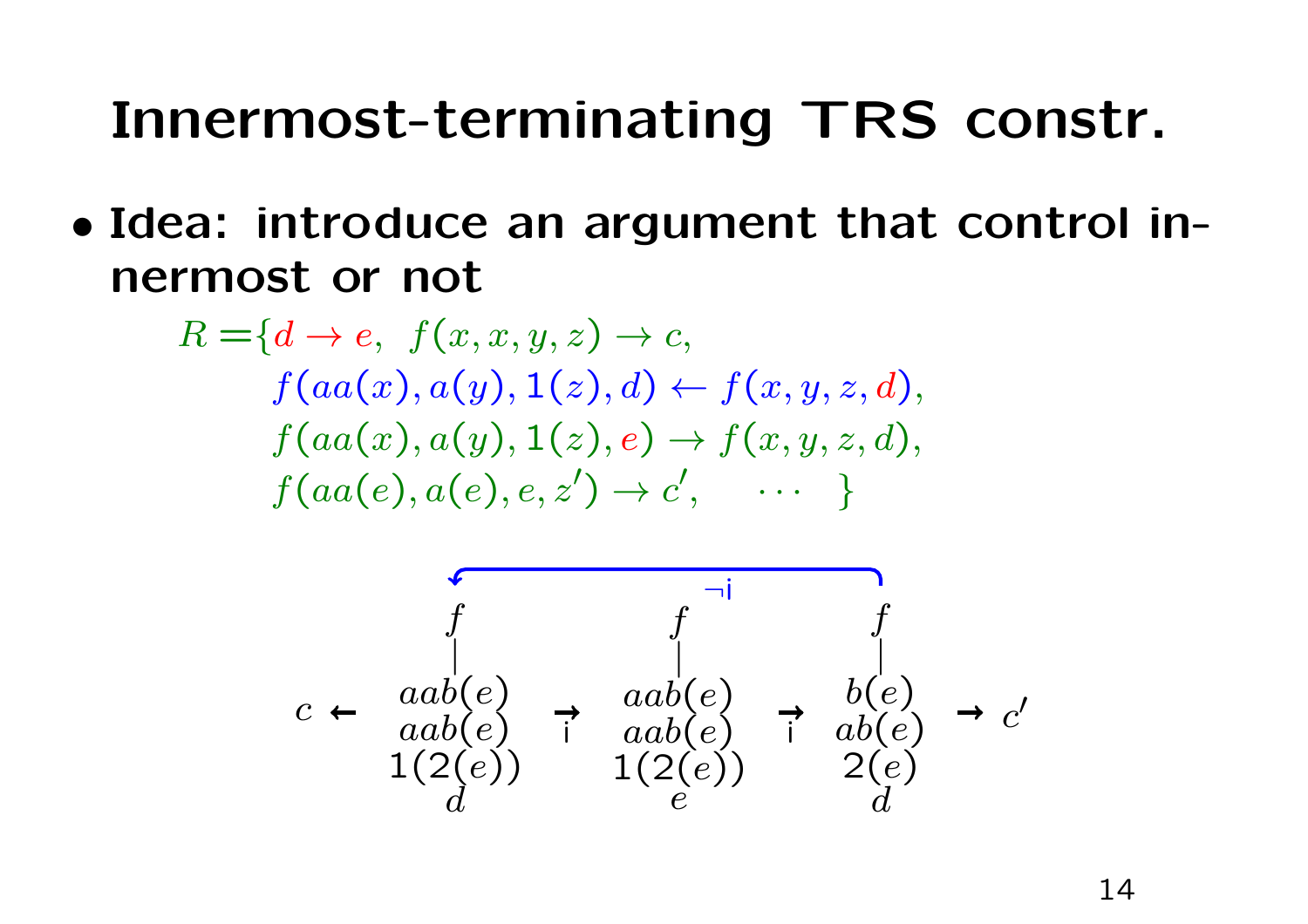# Innermost-terminating TRS constr.

- **Idea: introduce an argument that control innermost or not**

$$
\begin{aligned}
R = \{ & d \to e,\ \ f(x,x,y,z) \to c, \\
& f(aa(x), a(y), 1(z), d) \leftarrow f(x,y,z,d), \\
& f(aa(x), a(y), 1(z), e) \to f(x,y,z,d), \\
& f(aa(e), a(e), e, z') \to c', \quad \cdots \ \}
\end{aligned}
$$

$$
c \leftarrow f(aab(e), aab(e), 1(2(e)), d) \xrightarrow{\mathsf{i}} f(aab(e), aab(e), 1(2(e)), e) \xrightarrow{\mathsf{i}} f(b(e), ab(e), 2(e), d) \to c'
$$

$$
f(b(e), ab(e), 2(e), d) \xrightarrow{\neg\mathsf{i}} f(aab(e), aab(e), 1(2(e)), d)
$$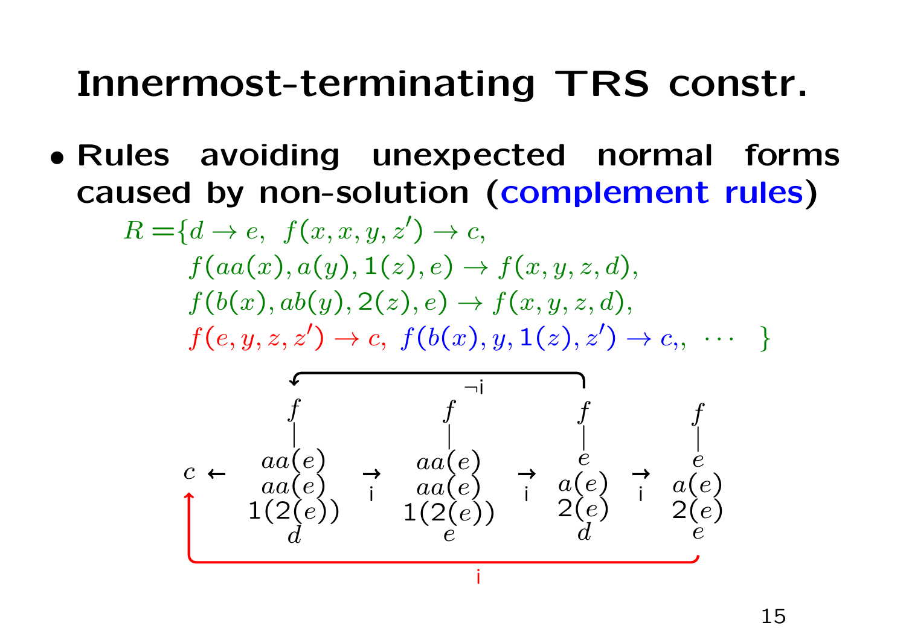# Innermost-terminating TRS constr.

- **Rules avoiding unexpected normal forms caused by non-solution (complement rules)**

$$
\begin{aligned}
R = \{ & d \to e,\ f(x,x,y,z') \to c, \\
& f(aa(x), a(y), 1(z), e) \to f(x,y,z,d), \\
& f(b(x), ab(y), 2(z), e) \to f(x,y,z,d), \\
& f(e,y,z,z') \to c,\ f(b(x), y, 1(z), z') \to c,,\ \cdots\ \}
\end{aligned}
$$

$$
c \leftarrow f(aa(e), aa(e), 1(2(e)), d) \xrightarrow{i} f(aa(e), aa(e), 1(2(e)), e) \xrightarrow{i} f(e, a(e), 2(e), d) \xrightarrow{i} f(e, a(e), 2(e), e)
$$

$f(e, a(e), 2(e), d) \xrightarrow{\neg i} f(aa(e), aa(e), 1(2(e)), d)$

$f(e, a(e), 2(e), e) \xrightarrow{i} c$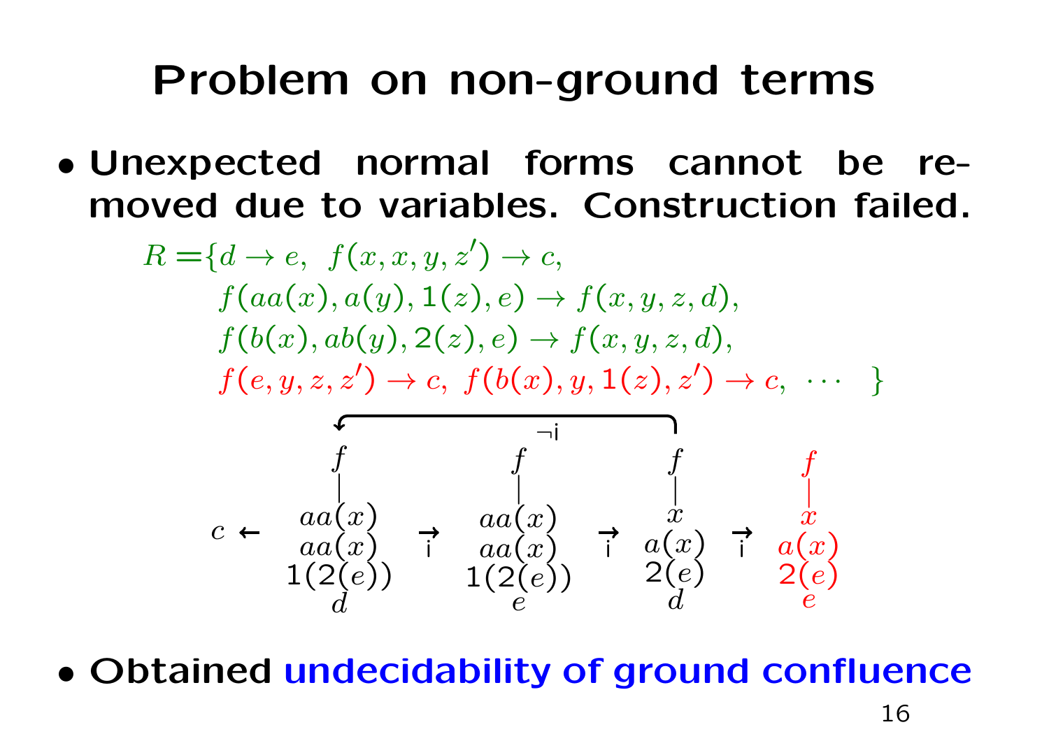# Problem on non-ground terms

- **Unexpected normal forms cannot be removed due to variables. Construction failed.**

$$
\begin{aligned}
R = \{ & d \to e,\ \ f(x,x,y,z') \to c, \\
& f(aa(x), a(y), 1(z), e) \to f(x,y,z,d), \\
& f(b(x), ab(y), 2(z), e) \to f(x,y,z,d), \\
& f(e,y,z,z') \to c,\ \ f(b(x), y, 1(z), z') \to c,\ \ \cdots \ \ \}
\end{aligned}
$$

$$
c \leftarrow f(aa(x), aa(x), 1(2(e)), d) \xrightarrow{\mathsf{i}} f(aa(x), aa(x), 1(2(e)), e) \xrightarrow{\mathsf{i}} f(x, a(x), 2(e), d) \xrightarrow{\mathsf{i}} f(x, a(x), 2(e), e)
$$

(with an arrow labelled $\neg\mathsf{i}$ from $f(x, a(x), 2(e), d)$ back to $f(aa(x), aa(x), 1(2(e)), d)$)

- **Obtained undecidability of ground confluence**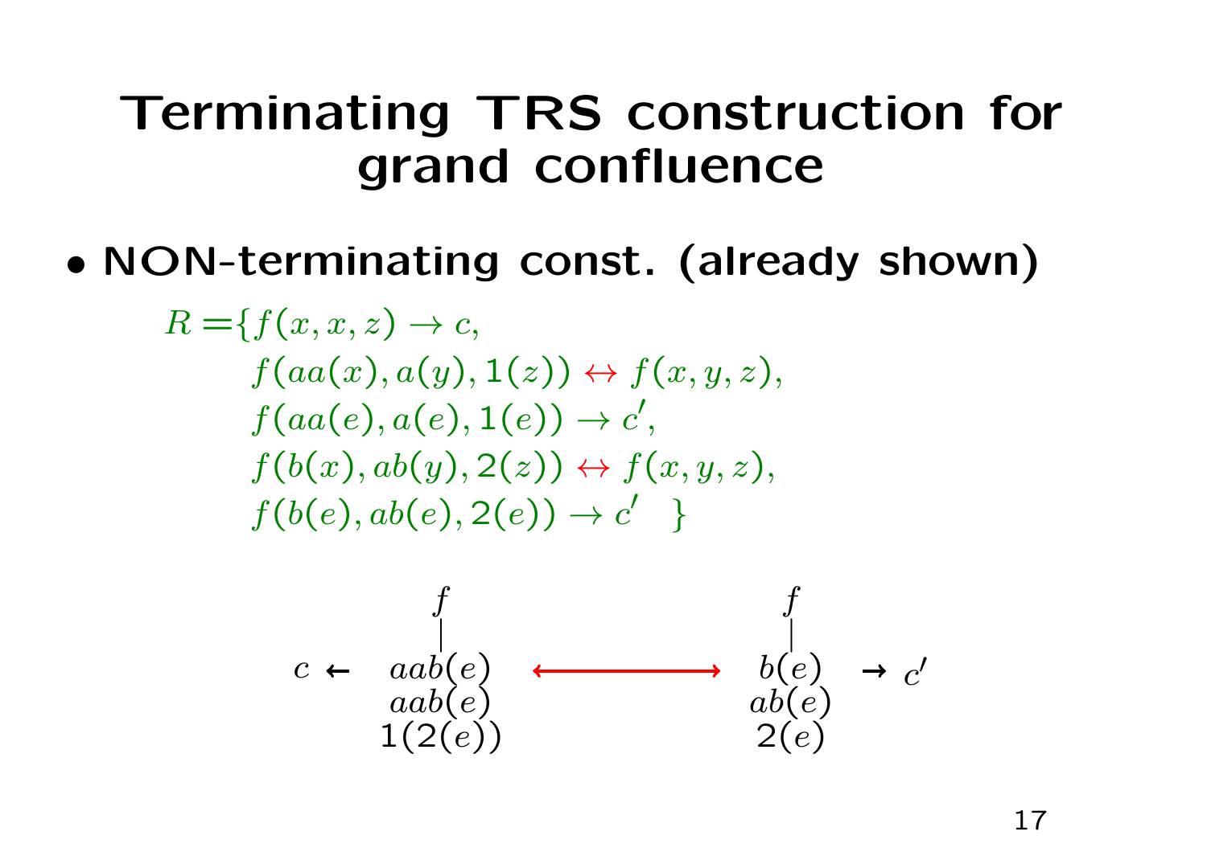# Terminating TRS construction for grand confluence

- **NON-terminating const. (already shown)**

$$
\begin{aligned}
R = \{ & f(x,x,z) \to c, \\
& f(aa(x), a(y), 1(z)) \leftrightarrow f(x,y,z), \\
& f(aa(e), a(e), 1(e)) \to c', \\
& f(b(x), ab(y), 2(z)) \leftrightarrow f(x,y,z), \\
& f(b(e), ab(e), 2(e)) \to c' \quad \}
\end{aligned}
$$

$$
c \leftarrow f(aab(e), aab(e), 1(2(e))) \longleftrightarrow f(b(e), ab(e), 2(e)) \rightarrow c'
$$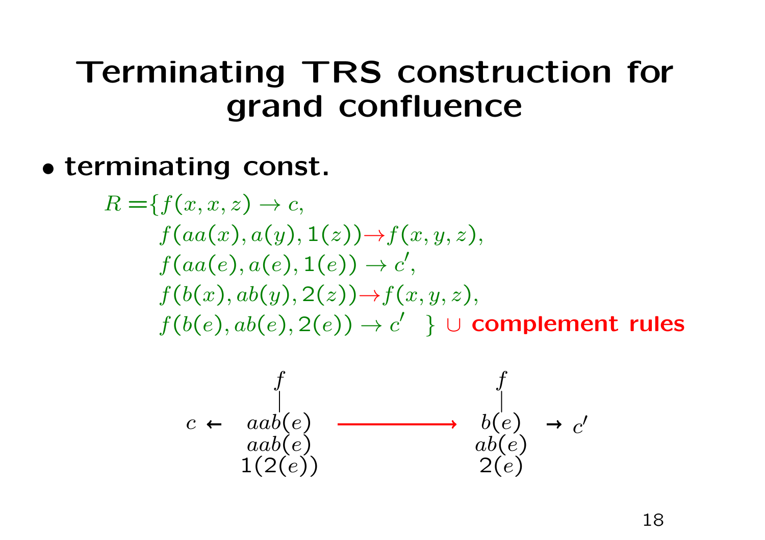# Terminating TRS construction for grand confluence

- **terminating const.**

$$
\begin{aligned}
R = \{ & f(x,x,z) \to c, \\
& f(aa(x), a(y), 1(z)) \to f(x,y,z), \\
& f(aa(e), a(e), 1(e)) \to c', \\
& f(b(x), ab(y), 2(z)) \to f(x,y,z), \\
& f(b(e), ab(e), 2(e)) \to c' \quad \} \cup \textbf{complement rules}
\end{aligned}
$$

$$
c \leftarrow f\begin{pmatrix} aab(e) \\ aab(e) \\ 1(2(e)) \end{pmatrix} \longrightarrow f\begin{pmatrix} b(e) \\ ab(e) \\ 2(e) \end{pmatrix} \to c'
$$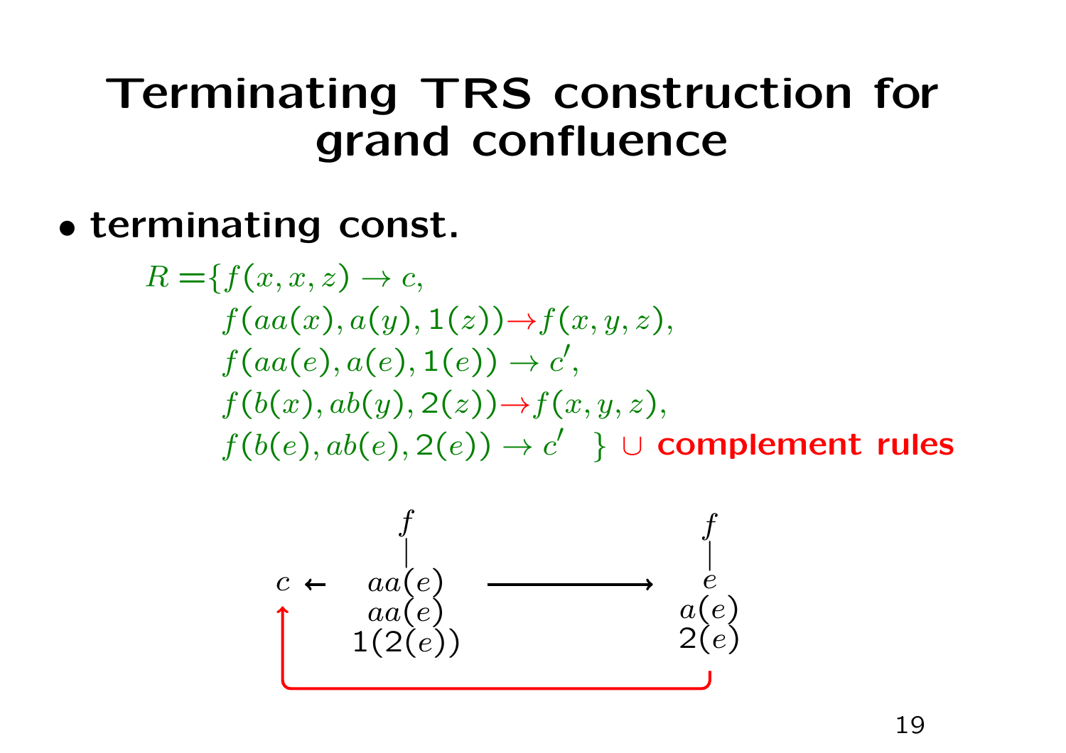# Terminating TRS construction for grand confluence

- **terminating const.**

$$
\begin{aligned}
R = \{ & f(x,x,z) \to c, \\
& f(aa(x), a(y), 1(z)) \to f(x,y,z), \\
& f(aa(e), a(e), 1(e)) \to c', \\
& f(b(x), ab(y), 2(z)) \to f(x,y,z), \\
& f(b(e), ab(e), 2(e)) \to c' \ \} \cup \textbf{complement rules}
\end{aligned}
$$

$$
c \leftarrow f\big(aa(e),\ aa(e),\ 1(2(e))\big) \longrightarrow f\big(e,\ a(e),\ 2(e)\big) \to c
$$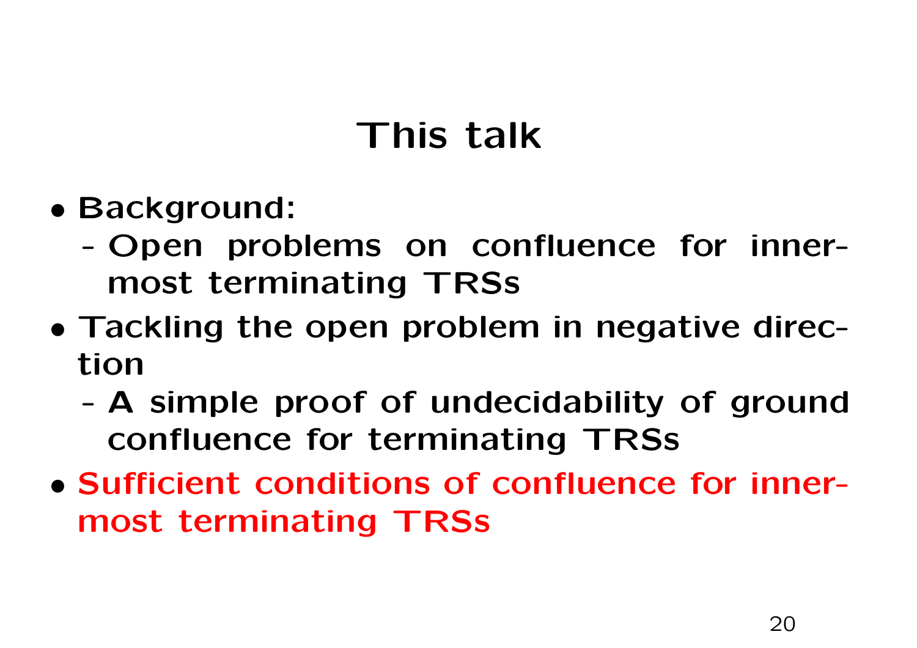# This talk

- Background:
  - Open problems on confluence for innermost terminating TRSs
- Tackling the open problem in negative direction
  - A simple proof of undecidability of ground confluence for terminating TRSs
- Sufficient conditions of confluence for innermost terminating TRSs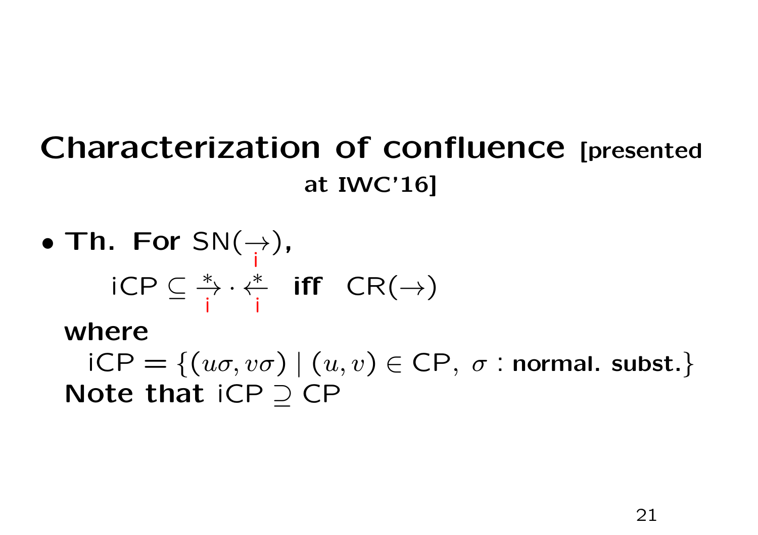# Characterization of confluence [presented at IWC'16]

- **Th. For** $\mathsf{SN}(\underset{\mathsf{i}}{\to})$,

  $$\mathsf{iCP} \subseteq \overset{*}{\underset{\mathsf{i}}{\to}} \cdot \overset{*}{\underset{\mathsf{i}}{\leftarrow}} \quad \textbf{iff} \quad \mathsf{CR}(\to)$$

  **where**

  $\mathsf{iCP} = \{(u\sigma, v\sigma) \mid (u,v) \in \mathsf{CP},\ \sigma : \textbf{normal. subst.}\}$

  **Note that** $\mathsf{iCP} \supseteq \mathsf{CP}$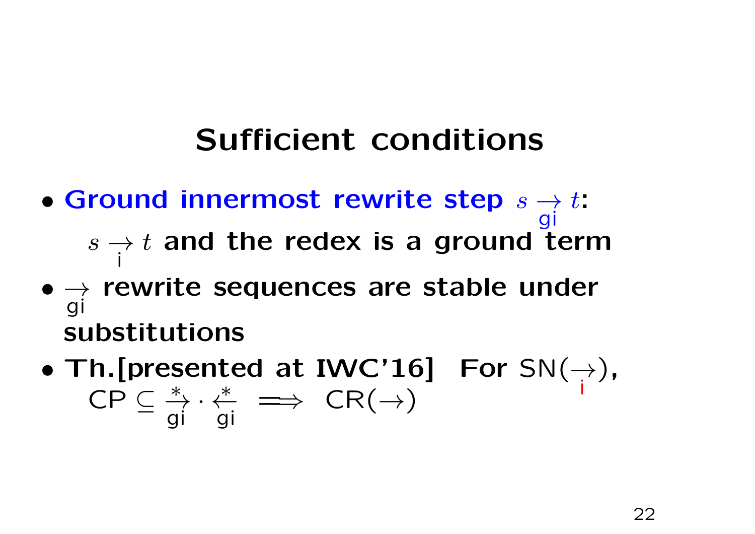# Sufficient conditions

- **Ground innermost rewrite step $s \underset{\mathsf{gi}}{\to} t$:**

  $s \underset{\mathsf{i}}{\to} t$ **and the redex is a ground term**

- $\underset{\mathsf{gi}}{\to}$ **rewrite sequences are stable under substitutions**

- **Th.[presented at IWC'16] For** $\mathsf{SN}(\underset{\mathsf{i}}{\to})$,

  $\mathsf{CP} \subseteq \overset{*}{\underset{\mathsf{gi}}{\to}} \cdot \overset{*}{\underset{\mathsf{gi}}{\leftarrow}} \implies \mathsf{CR}(\to)$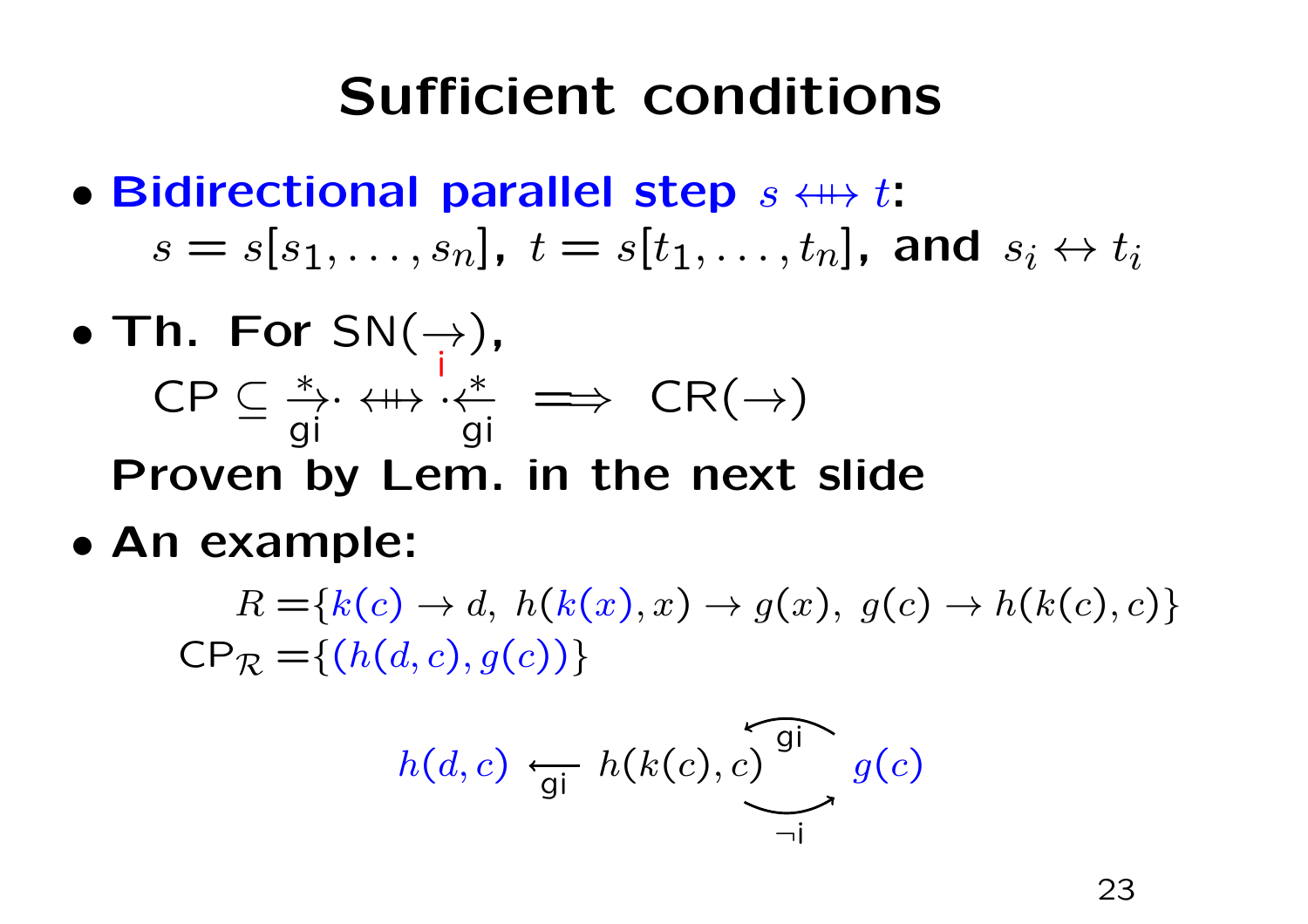# Sufficient conditions

- **Bidirectional parallel step $s \leftrightarrow\!\!\!\!\!\!\mid\mid\!\!\!\!\rightarrow t$:**

  $s = s[s_1, \ldots, s_n]$, $t = s[t_1, \ldots, t_n]$, **and** $s_i \leftrightarrow t_i$

- **Th. For** SN($\xrightarrow{\mathsf{i}}$),

  $$\mathsf{CP} \subseteq \xrightarrow[\mathsf{gi}]{*} \cdot \leftrightarrow\!\!\!\!\!\!\mid\mid\!\!\!\!\rightarrow \cdot \xleftarrow[\mathsf{gi}]{*} \implies \mathsf{CR}(\rightarrow)$$

  **Proven by Lem. in the next slide**

- **An example:**

  $$R = \{k(c) \rightarrow d,\ h(k(x), x) \rightarrow g(x),\ g(c) \rightarrow h(k(c), c)\}$$
  $$\mathsf{CP}_{\mathcal{R}} = \{(h(d, c), g(c))\}$$

  $$h(d, c) \xleftarrow[\mathsf{gi}]{} h(k(c), c) \quad \xleftarrow{\mathsf{gi}} \quad g(c), \qquad h(k(c), c) \xrightarrow[\neg\mathsf{i}]{} g(c)$$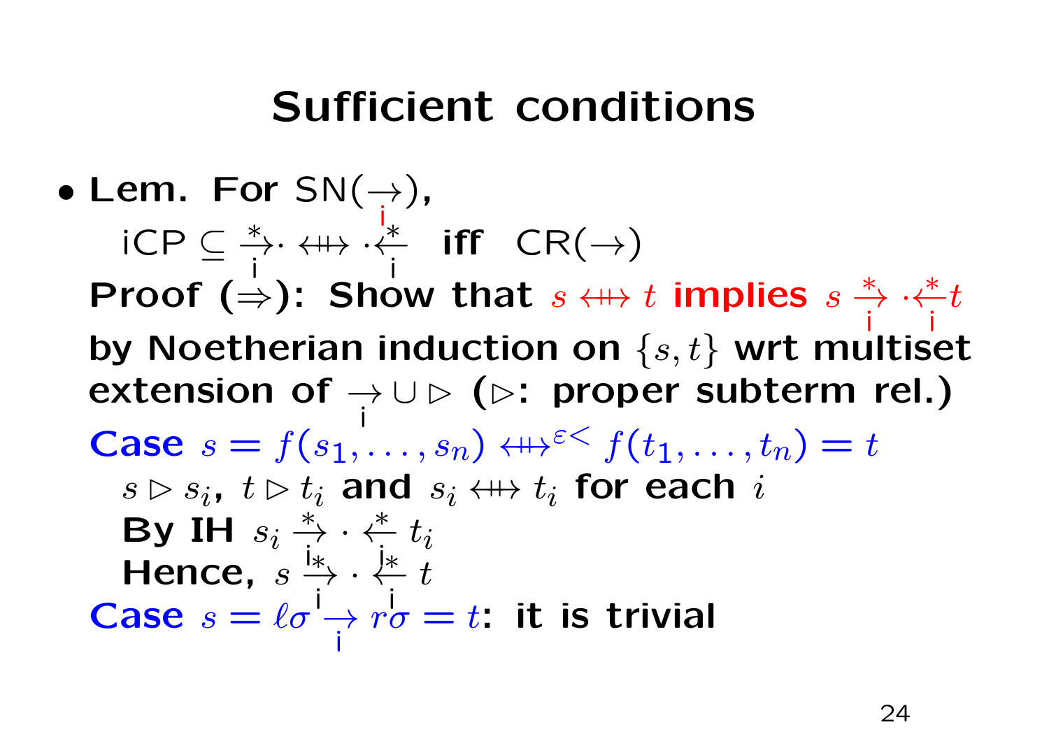## Sufficient conditions

- **Lem. For** $\mathsf{SN}(\underset{\mathsf{i}}{\to})$,

  $\mathsf{iCP} \subseteq \overset{*}{\underset{\mathsf{i}}{\to}} \cdot \leftarrow\!\!\!\mapsto \cdot \overset{*}{\underset{\mathsf{i}}{\leftarrow}}$ **iff** $\mathsf{CR}(\to)$

  **Proof** ($\Rightarrow$): **Show that** $s \leftarrow\!\!\!\mapsto t$ **implies** $s \overset{*}{\underset{\mathsf{i}}{\to}} \cdot \overset{*}{\underset{\mathsf{i}}{\leftarrow}} t$ **by Noetherian induction on** $\{s, t\}$ **wrt multiset extension of** $\underset{\mathsf{i}}{\to} \cup \rhd$ ($\rhd$: **proper subterm rel.)**

  **Case** $s = f(s_1, \ldots, s_n) \leftarrow\!\!\!\mapsto^{\varepsilon<} f(t_1, \ldots, t_n) = t$

  $s \rhd s_i$, $t \rhd t_i$ **and** $s_i \leftarrow\!\!\!\mapsto t_i$ **for each** $i$

  **By IH** $s_i \overset{*}{\underset{\mathsf{i}}{\to}} \cdot \overset{*}{\underset{\mathsf{i}}{\leftarrow}} t_i$

  **Hence,** $s \overset{\mathsf{i}*}{\underset{\mathsf{i}}{\to}} \cdot \overset{\mathsf{i}*}{\underset{\mathsf{i}}{\leftarrow}} t$

  **Case** $s = \ell\sigma \overset{\mathsf{i}}{\underset{\mathsf{i}}{\to}} r\sigma = t$: **it is trivial**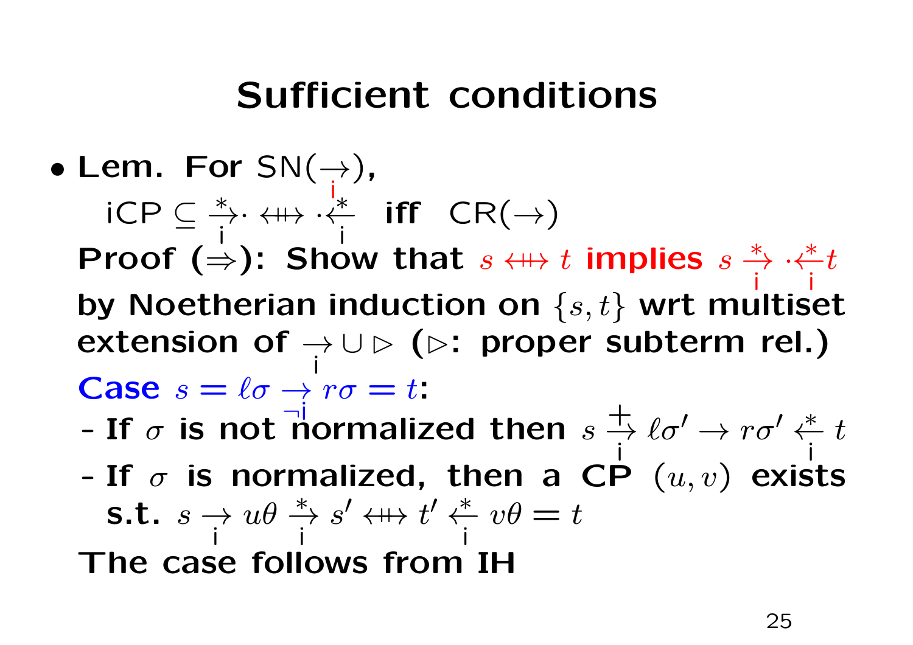# Sufficient conditions

- **Lem. For** $\mathsf{SN}(\underset{\mathsf{i}}{\to})$,

  $\mathsf{iCP} \subseteq \underset{\mathsf{i}}{\overset{*}{\to}} \cdot \leftrightarrow\!\!\!\!\!\!\!\!\not\;\;\;\;\; \cdot \underset{\mathsf{i}}{\overset{*}{\leftarrow}}$ **iff** $\mathsf{CR}(\to)$

  **Proof (⇒): Show that** $s \leftrightarrow\!\!\!\!\!\!\!\!\not\;\;\;\;\; t$ **implies** $s \underset{\mathsf{i}}{\overset{*}{\to}} \cdot \underset{\mathsf{i}}{\overset{*}{\leftarrow}} t$ **by Noetherian induction on** $\{s,t\}$ **wrt multiset extension of** $\underset{\mathsf{i}}{\to} \cup \rhd$ **(**$\rhd$**: proper subterm rel.)**

  **Case** $s = \ell\sigma \underset{\neg\mathsf{i}}{\to} r\sigma = t$:

  - **If** $\sigma$ **is not normalized then** $s \underset{\mathsf{i}}{\overset{+}{\to}} \ell\sigma' \to r\sigma' \underset{\mathsf{i}}{\overset{*}{\leftarrow}} t$
  - **If** $\sigma$ **is normalized, then a CP** $(u,v)$ **exists s.t.** $s \underset{\mathsf{i}}{\to} u\theta \underset{\mathsf{i}}{\overset{*}{\to}} s' \leftrightarrow\!\!\!\!\!\!\!\!\not\;\;\;\;\; t' \underset{\mathsf{i}}{\overset{*}{\leftarrow}} v\theta = t$

  **The case follows from IH**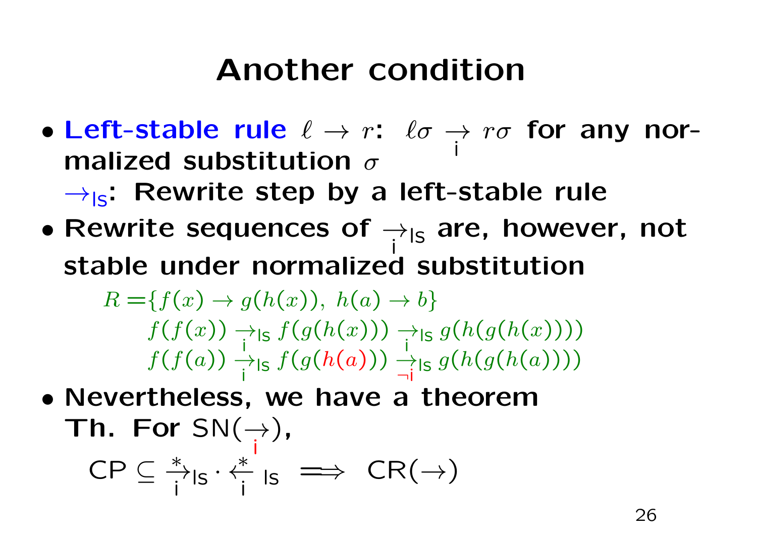# Another condition

- **Left-stable rule** $\ell \to r$: $\ell\sigma \underset{\mathsf{i}}{\to} r\sigma$ for any normalized substitution $\sigma$

  $\to_{\mathsf{ls}}$: Rewrite step by a left-stable rule

- Rewrite sequences of $\underset{\mathsf{i}}{\to}_{\mathsf{ls}}$ are, however, not stable under normalized substitution

  $R = \{f(x) \to g(h(x)),\ h(a) \to b\}$

  $$f(f(x)) \underset{\mathsf{i}}{\to}_{\mathsf{ls}} f(g(h(x))) \underset{\mathsf{i}}{\to}_{\mathsf{ls}} g(h(g(h(x))))$$

  $$f(f(a)) \underset{\mathsf{i}}{\to}_{\mathsf{ls}} f(g(h(a))) \underset{\neg\mathsf{i}}{\to}_{\mathsf{ls}} g(h(g(h(a))))$$

- Nevertheless, we have a theorem

  **Th.** For $\mathsf{SN}(\underset{\mathsf{i}}{\to})$,

  $$\mathsf{CP} \subseteq \underset{\mathsf{i}}{\overset{*}{\to}}_{\mathsf{ls}} \cdot \underset{\mathsf{i}}{\overset{*}{\leftarrow}}_{\mathsf{ls}} \implies \mathsf{CR}(\to)$$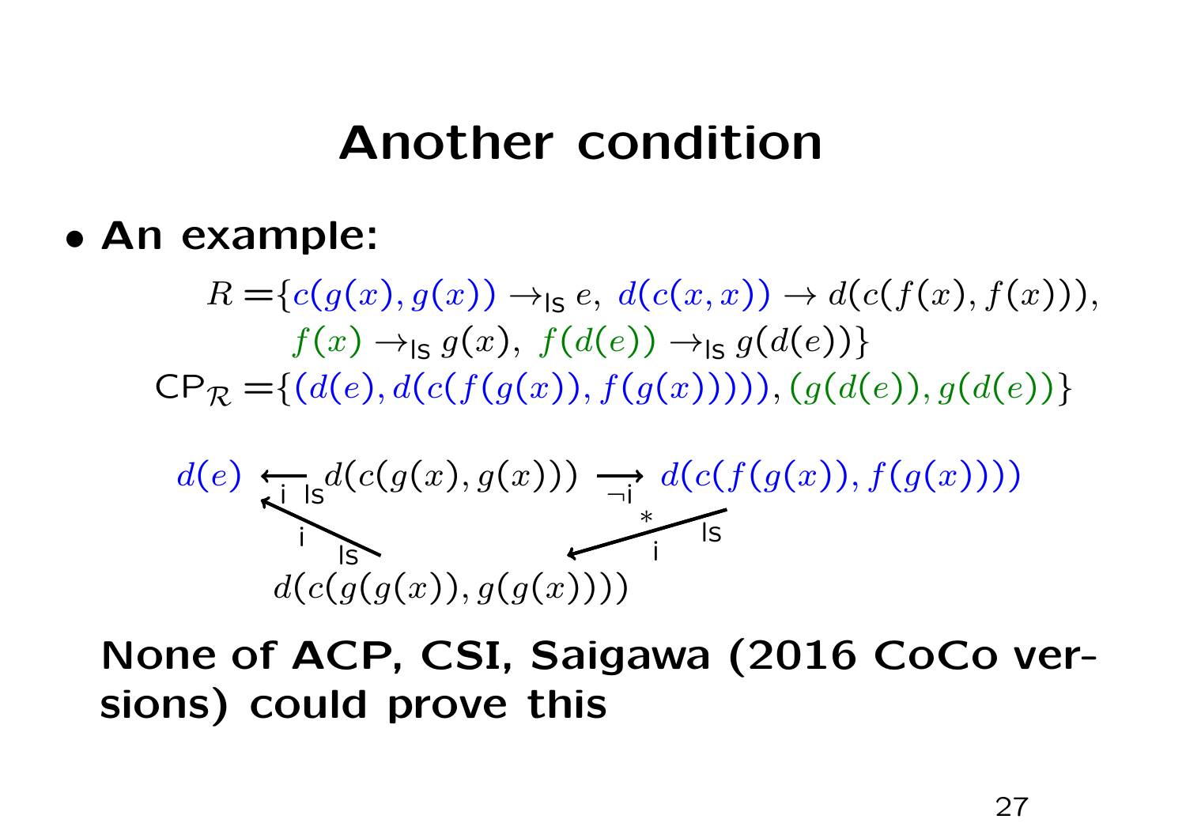# Another condition

- **An example:**

$$R = \{c(g(x), g(x)) \to_{\mathsf{ls}} e,\ d(c(x,x)) \to d(c(f(x), f(x))),$$
$$f(x) \to_{\mathsf{ls}} g(x),\ f(d(e)) \to_{\mathsf{ls}} g(d(e))\}$$
$$\mathsf{CP}_{\mathcal{R}} = \{(d(e), d(c(f(g(x)), f(g(x))))), (g(d(e)), g(d(e))\}$$

$$d(e) \xleftarrow[\mathsf{i}\ \ \mathsf{ls}]{} d(c(g(x), g(x))) \xrightarrow[\neg\mathsf{i}]{} d(c(f(g(x)), f(g(x))))$$

$$d(e) \xleftarrow[\mathsf{i}\ \ \mathsf{ls}]{} d(c(g(g(x)), g(g(x)))) \xleftarrow[\mathsf{i}\ \ \mathsf{ls}]{*} d(c(f(g(x)), f(g(x))))$$

**None of ACP, CSI, Saigawa (2016 CoCo versions) could prove this**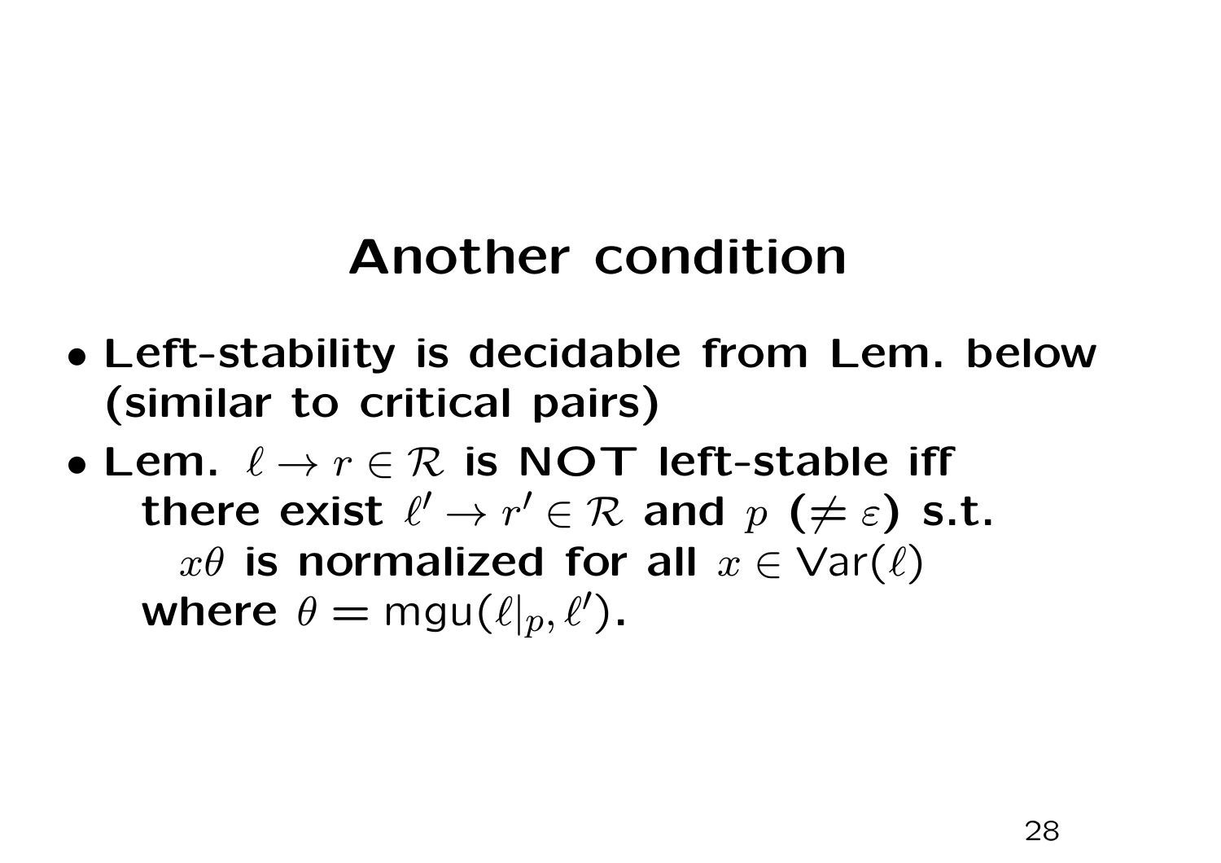# Another condition

- Left-stability is decidable from Lem. below (similar to critical pairs)
- Lem. $\ell \to r \in \mathcal{R}$ is NOT left-stable iff there exist $\ell' \to r' \in \mathcal{R}$ and $p$ ($\neq \varepsilon$) s.t. $x\theta$ is normalized for all $x \in \mathsf{Var}(\ell)$ where $\theta = \mathsf{mgu}(\ell|_p, \ell')$.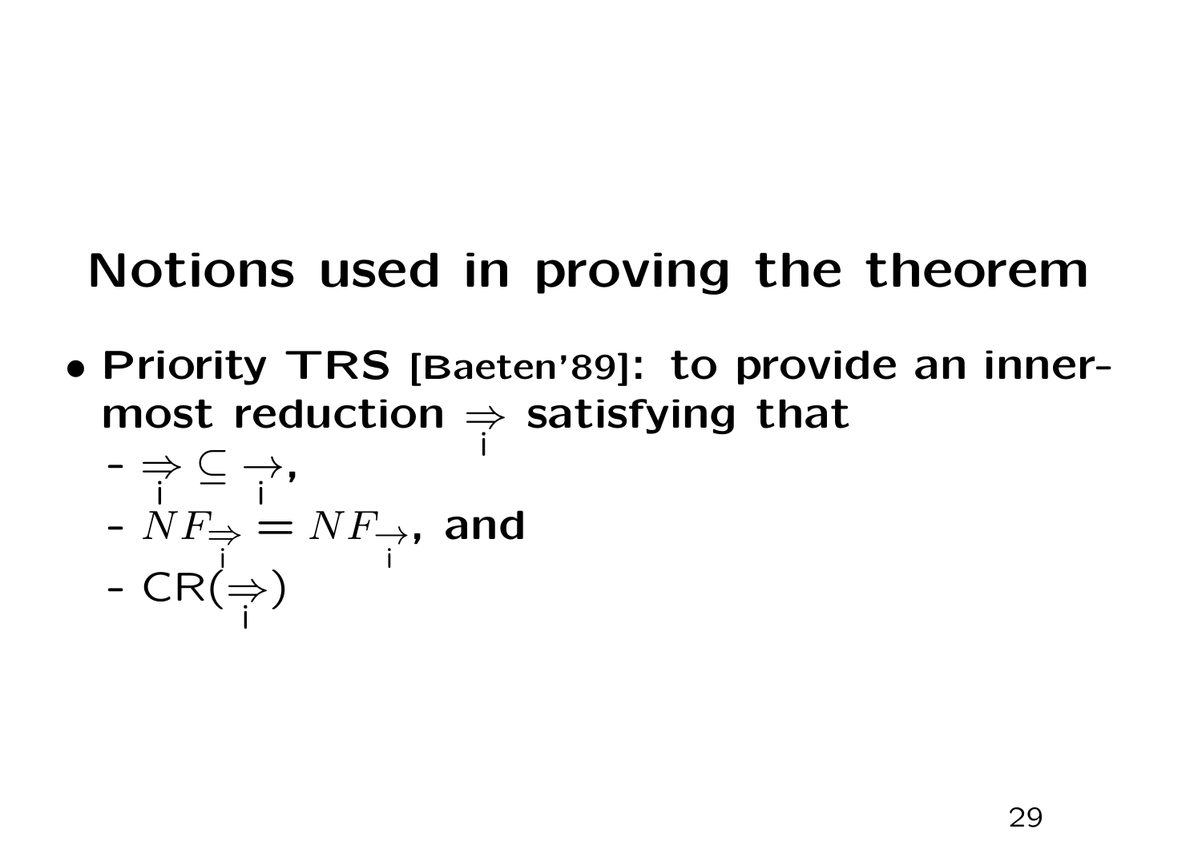# Notions used in proving the theorem

- **Priority TRS** [Baeten'89]**: to provide an innermost reduction $\underset{i}{\Rightarrow}$ satisfying that**
  - $\underset{i}{\Rightarrow} \subseteq \underset{i}{\rightarrow}$,
  - $NF_{\underset{i}{\Rightarrow}} = NF_{\underset{i}{\rightarrow}}$, and
  - CR($\underset{i}{\Rightarrow}$)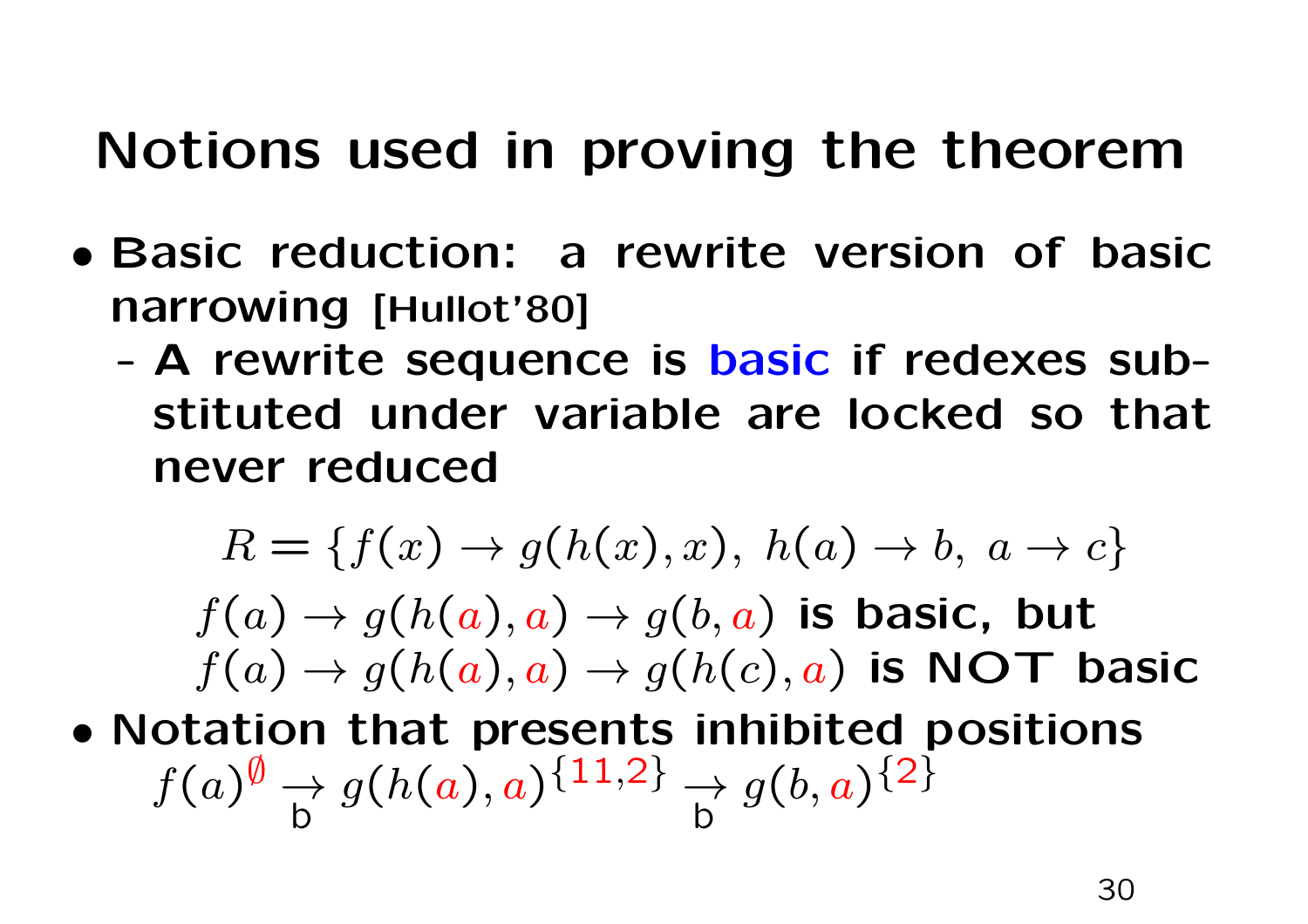# Notions used in proving the theorem

- **Basic reduction: a rewrite version of basic narrowing [Hullot'80]**
  - **A rewrite sequence is basic if redexes substituted under variable are locked so that never reduced**

$$R = \{f(x) \to g(h(x), x),\ h(a) \to b,\ a \to c\}$$

$f(a) \to g(h(a), a) \to g(b, a)$ **is basic, but**
$f(a) \to g(h(a), a) \to g(h(c), a)$ **is NOT basic**

- **Notation that presents inhibited positions**
  $f(a)^{\emptyset} \underset{\mathsf{b}}{\to} g(h(a), a)^{\{11,2\}} \underset{\mathsf{b}}{\to} g(b, a)^{\{2\}}$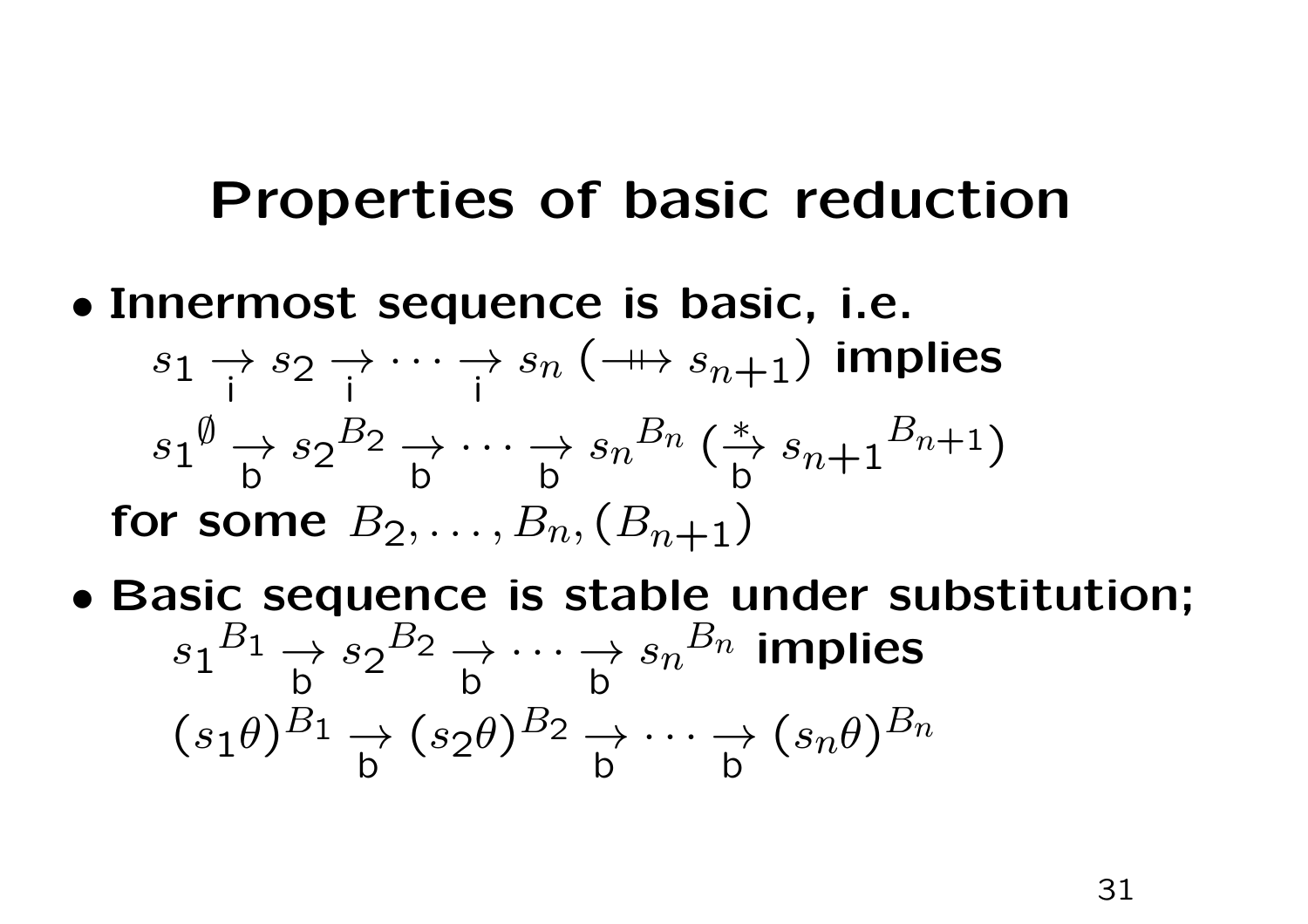# Properties of basic reduction

- **Innermost sequence is basic, i.e.**
  $s_1 \underset{\mathsf{i}}{\to} s_2 \underset{\mathsf{i}}{\to} \cdots \underset{\mathsf{i}}{\to} s_n \; (\twoheadrightarrow\!\!\!\!\!\!\!\not\;\;\; s_{n+1})$ **implies**
  ${s_1}^{\emptyset} \underset{\mathsf{b}}{\to} {s_2}^{B_2} \underset{\mathsf{b}}{\to} \cdots \underset{\mathsf{b}}{\to} {s_n}^{B_n} \; (\underset{\mathsf{b}}{\overset{*}{\to}} {s_{n+1}}^{B_{n+1}})$
  **for some** $B_2, \ldots, B_n, (B_{n+1})$

- **Basic sequence is stable under substitution;**
  ${s_1}^{B_1} \underset{\mathsf{b}}{\to} {s_2}^{B_2} \underset{\mathsf{b}}{\to} \cdots \underset{\mathsf{b}}{\to} {s_n}^{B_n}$ **implies**
  $(s_1\theta)^{B_1} \underset{\mathsf{b}}{\to} (s_2\theta)^{B_2} \underset{\mathsf{b}}{\to} \cdots \underset{\mathsf{b}}{\to} (s_n\theta)^{B_n}$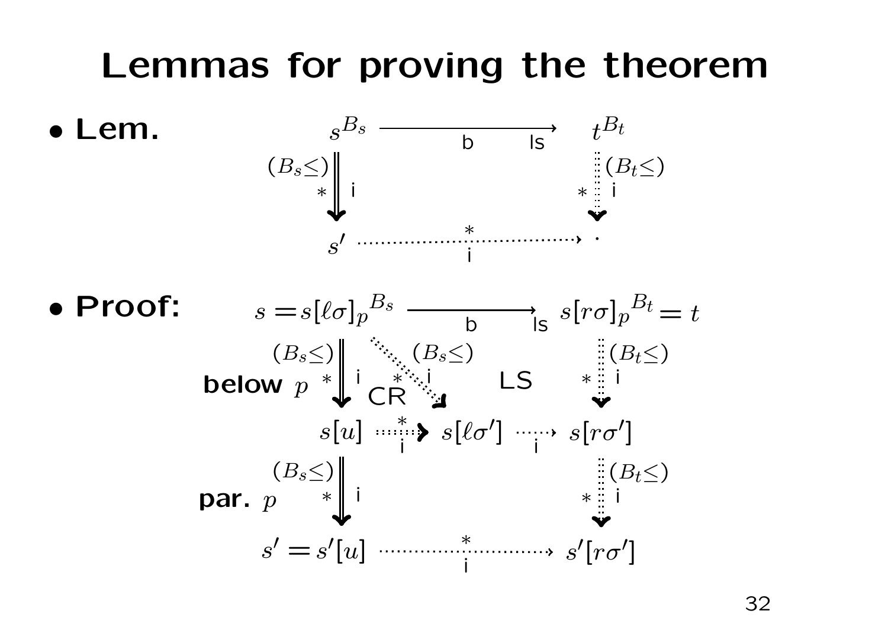# Lemmas for proving the theorem

- **Lem.**

$$
\begin{array}{ccc}
s^{B_s} & \xrightarrow[\text{b} \quad \text{ls}]{} & t^{B_t} \\
(B_s\leq)\ \Big\Downarrow{}^{*}_{\text{i}} & & \vdots{}^{*}_{\text{i}}\ (B_t\leq) \\
s' & \overset{*}{\underset{\text{i}}{\cdots\cdots\rightarrow}} & \cdot
\end{array}
$$

- **Proof:**

$$
\begin{array}{ccccc}
s = s[\ell\sigma]_p{}^{B_s} & & \xrightarrow[\text{b} \quad \text{ls}]{} & & s[r\sigma]_p{}^{B_t} = t \\
\textbf{below } p\ (B_s\leq)\ \Big\Downarrow{}^{*}_{\text{i}} & \text{CR} & (B_s\leq)\ {}^{*}_{\text{i}} \searrow & \text{LS} & \vdots{}^{*}_{\text{i}}\ (B_t\leq) \\
s[u] & \overset{*}{\underset{\text{i}}{\Rrightarrow}} & s[\ell\sigma'] & \underset{\text{i}}{\cdots\rightarrow} & s[r\sigma'] \\
\textbf{par. } p\ (B_s\leq)\ \Big\Downarrow{}^{*}_{\text{i}} & & & & \vdots{}^{*}_{\text{i}}\ (B_t\leq) \\
s' = s'[u] & & \overset{*}{\underset{\text{i}}{\cdots\cdots\rightarrow}} & & s'[r\sigma']
\end{array}
$$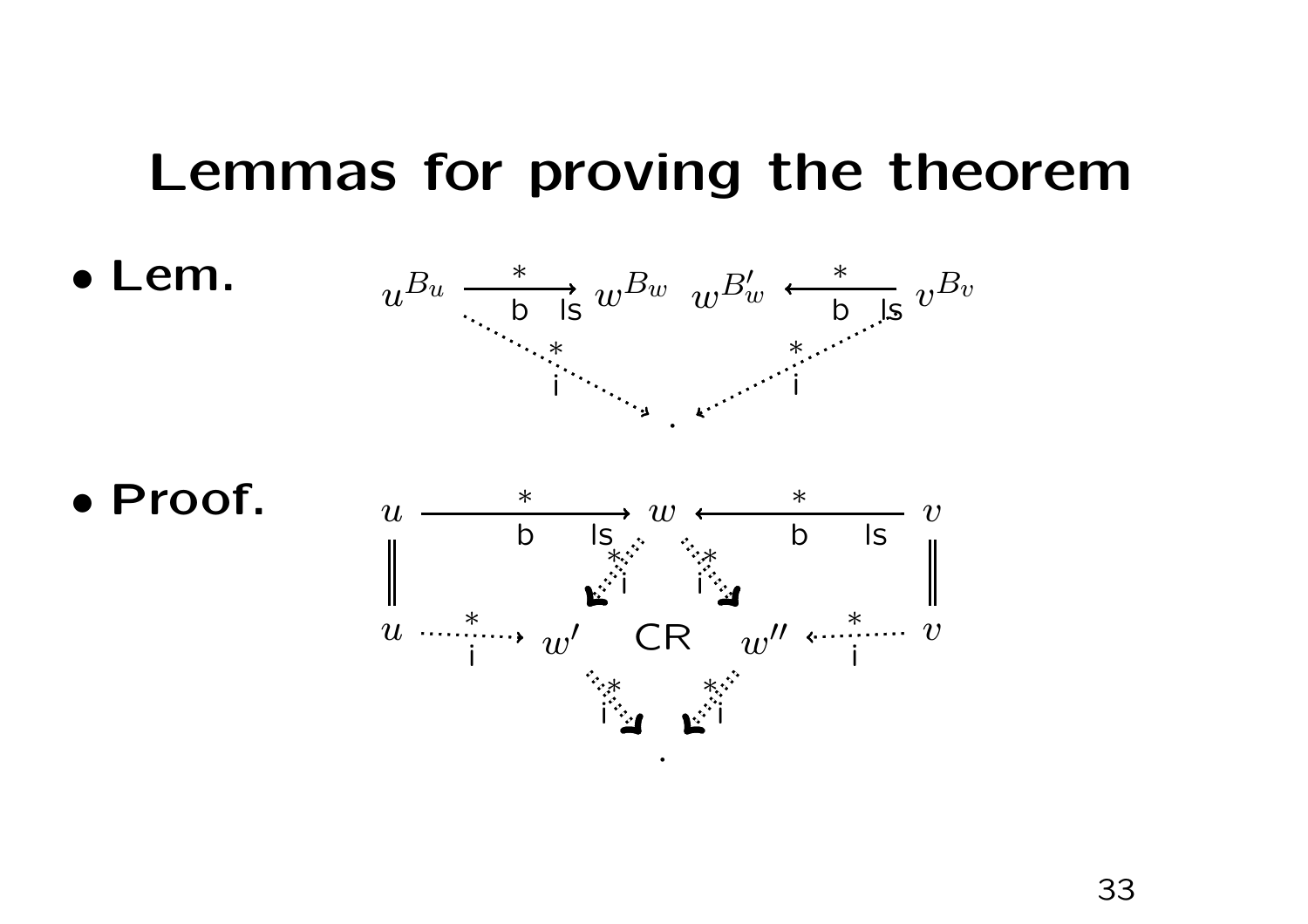# Lemmas for proving the theorem

- **Lem.**

$$
\begin{array}{ccccc}
u^{B_u} & \xrightarrow[\text{b ls}]{*} w^{B_w} & w^{B'_w} & \xleftarrow[\text{b ls}]{*} & v^{B_v} \\
& \searrow^{*}_{\text{i}} & \cdot & {}^{*}_{\text{i}}\swarrow &
\end{array}
$$

- **Proof.**

$$
\begin{array}{ccccccc}
u & \xrightarrow[\text{b ls}]{*} & & w & & \xleftarrow[\text{b ls}]{*} & v \\
\| & & {}^{*}_{\text{i}}\swarrow & & \searrow^{*}_{\text{i}} & & \| \\
u & \xrightarrow[\text{i}]{*} & w' & \text{CR} & w'' & \xleftarrow[\text{i}]{*} & v \\
& & & \searrow^{*}_{\text{i}} \;\cdot\; {}^{*}_{\text{i}}\swarrow & & &
\end{array}
$$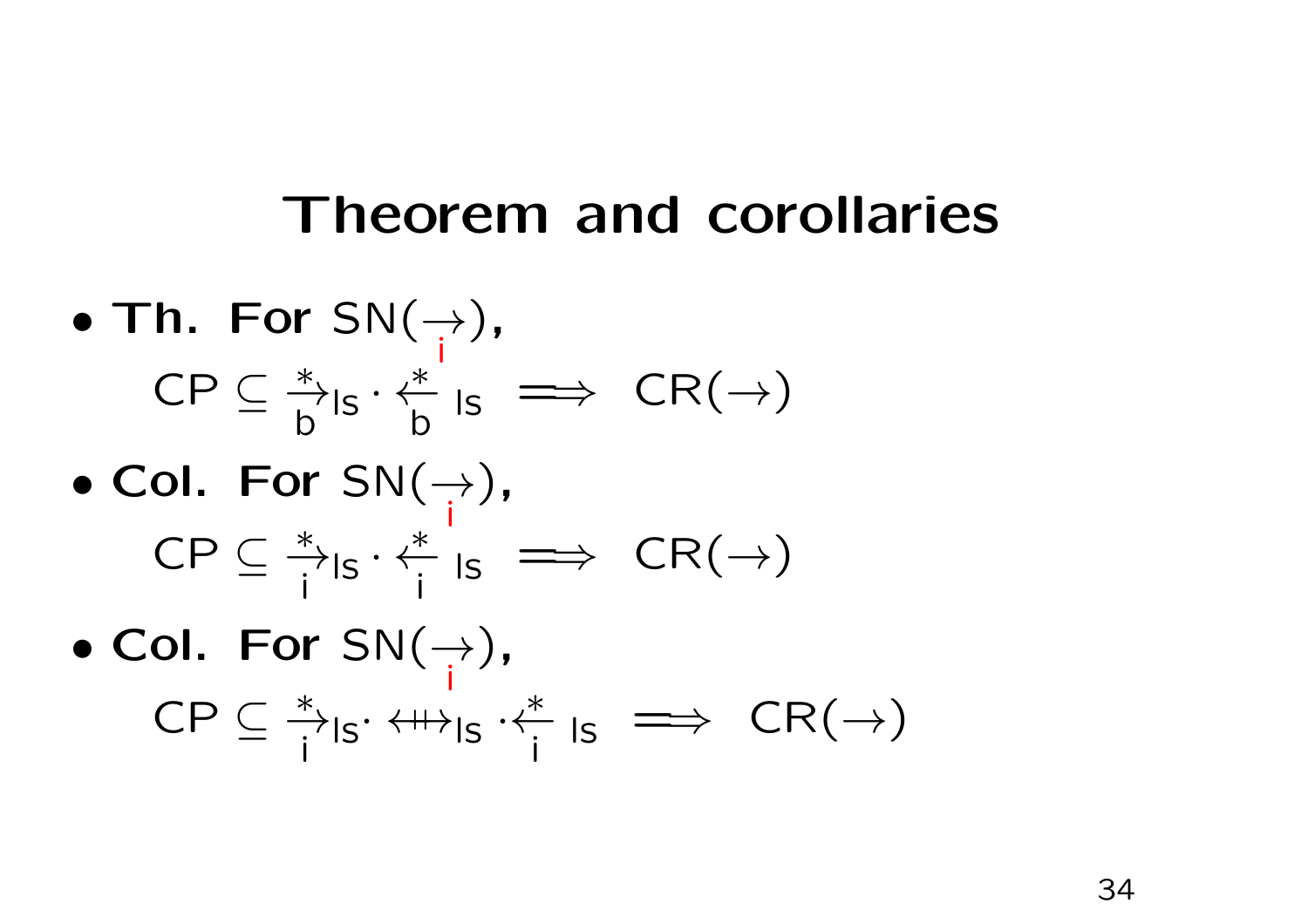# Theorem and corollaries

- **Th. For** $\mathsf{SN}(\underset{\mathsf{i}}{\rightarrow})$,

  $$\mathsf{CP} \subseteq \overset{*}{\underset{\mathsf{b}}{\rightarrow}}_{\mathsf{ls}} \cdot \overset{*}{\underset{\mathsf{b}}{\leftarrow}}_{\mathsf{ls}} \implies \mathsf{CR}(\rightarrow)$$

- **Col. For** $\mathsf{SN}(\underset{\mathsf{i}}{\rightarrow})$,

  $$\mathsf{CP} \subseteq \overset{*}{\underset{\mathsf{i}}{\rightarrow}}_{\mathsf{ls}} \cdot \overset{*}{\underset{\mathsf{i}}{\leftarrow}}_{\mathsf{ls}} \implies \mathsf{CR}(\rightarrow)$$

- **Col. For** $\mathsf{SN}(\underset{\mathsf{i}}{\rightarrow})$,

  $$\mathsf{CP} \subseteq \overset{*}{\underset{\mathsf{i}}{\rightarrow}}_{\mathsf{ls}} \cdot \leftarrow\!\!\!\Vert\!\!\!\rightarrow_{\mathsf{ls}} \cdot \overset{*}{\underset{\mathsf{i}}{\leftarrow}}_{\mathsf{ls}} \implies \mathsf{CR}(\rightarrow)$$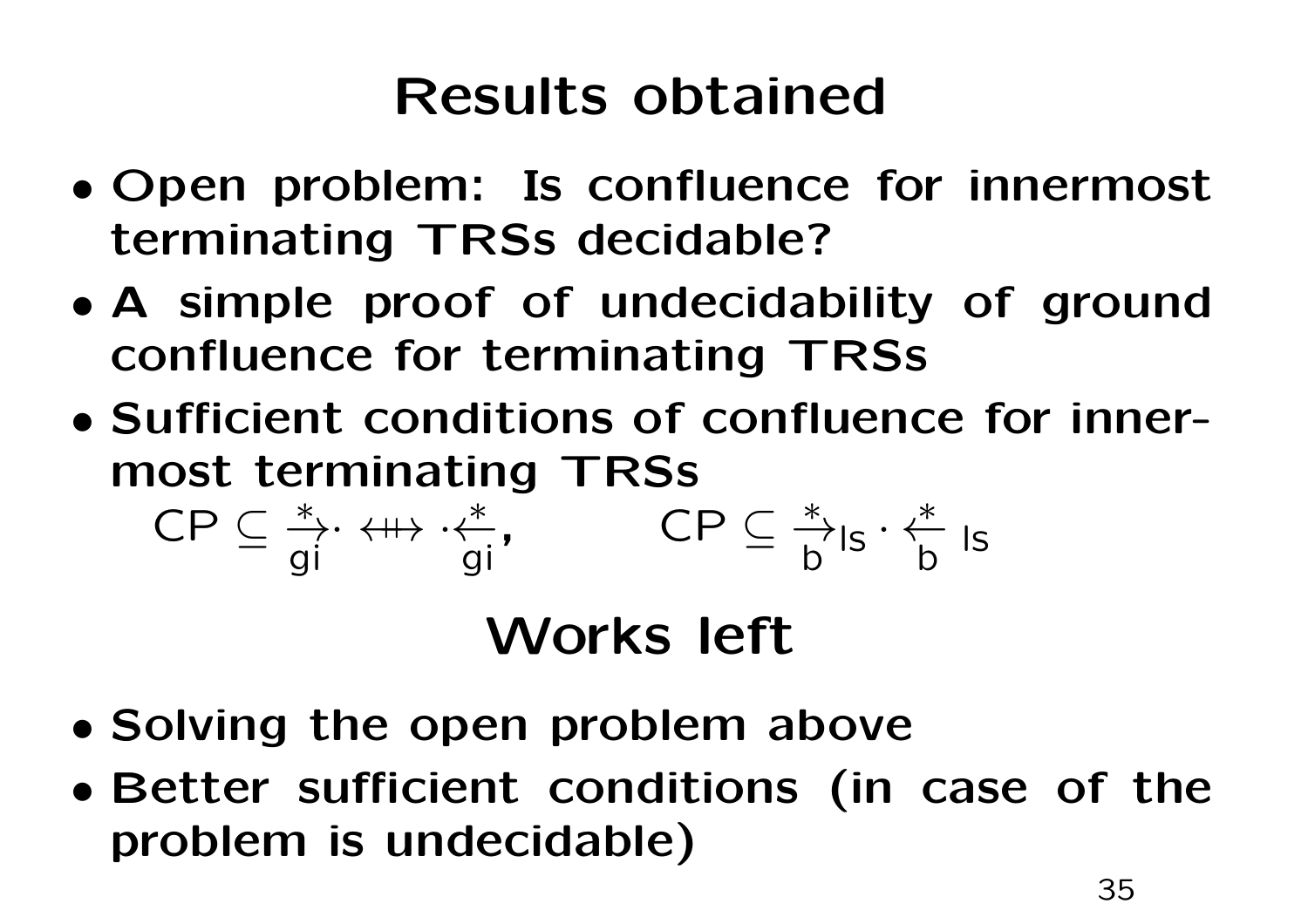# Results obtained

- Open problem: Is confluence for innermost terminating TRSs decidable?
- A simple proof of undecidability of ground confluence for terminating TRSs
- Sufficient conditions of confluence for innermost terminating TRSs

$$\mathrm{CP} \subseteq \xrightarrow[\mathrm{gi}]{*} \cdot \leftrightarrow\!\!\!\!\!\!\!\!\;\;\;| \,\cdot \xleftarrow[\mathrm{gi}]{*}, \qquad \mathrm{CP} \subseteq \xrightarrow[\mathrm{b}]{*}{}_{\mathrm{ls}} \cdot \xleftarrow[\mathrm{b}]{*}{}_{\mathrm{ls}}$$

# Works left

- Solving the open problem above
- Better sufficient conditions (in case of the problem is undecidable)